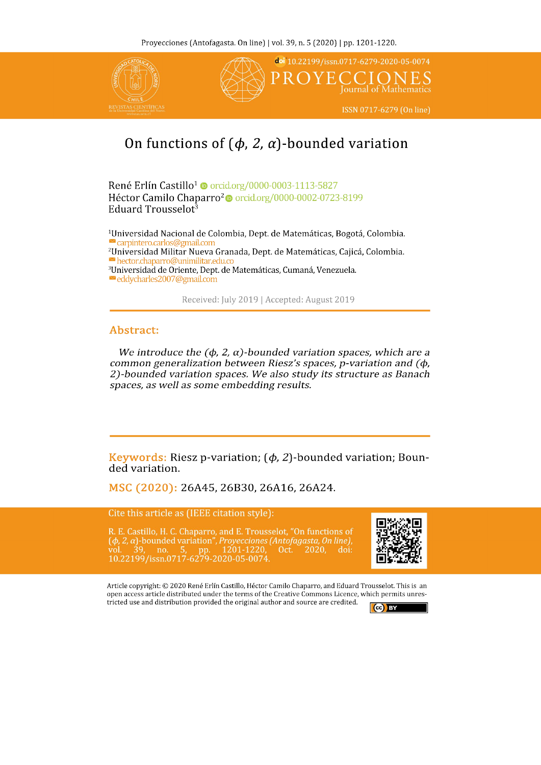# On functions of ($\phi$, 2, $\alpha$)-bounded variation

René Erlín Castillo[1] orcid.org/0000-0003-1113-5827
Héctor Camilo Chaparro[2] orcid.org/0000-0002-0723-8199
Eduard Trousselot[3]

[1]Universidad Nacional de Colombia, Dept. de Matemáticas, Bogotá, Colombia.
carpintero.carlos@gmail.com
[2]Universidad Militar Nueva Granada, Dept. de Matemáticas, Cajicá, Colombia.
hector.chaparro@unimilitar.edu.co
[3]Universidad de Oriente, Dept. de Matemáticas, Cumaná, Venezuela.
eddycharles2007@gmail.com

Received: July 2019 | Accepted: August 2019

## Abstract:

*We introduce the ($\phi$, 2, $\alpha$)-bounded variation spaces, which are a common generalization between Riesz's spaces, p-variation and ($\phi$, 2)-bounded variation spaces. We also study its structure as Banach spaces, as well as some embedding results.*

**Keywords:** Riesz p-variation; ($\phi$, 2)-bounded variation; Bounded variation.

**MSC (2020):** 26A45, 26B30, 26A16, 26A24.

Cite this article as (IEEE citation style):

R. E. Castillo, H. C. Chaparro, and E. Trousselot, "On functions of ($\phi$, 2, $\alpha$)-bounded variation", *Proyecciones (Antofagasta, On line)*, vol. 39, no. 5, pp. 1201-1220, Oct. 2020, doi: 10.22199/issn.0717-6279-2020-05-0074.

Article copyright: © 2020 René Erlín Castillo, Héctor Camilo Chaparro, and Eduard Trousselot. This is an open access article distributed under the terms of the Creative Commons Licence, which permits unrestricted use and distribution provided the original author and source are credited.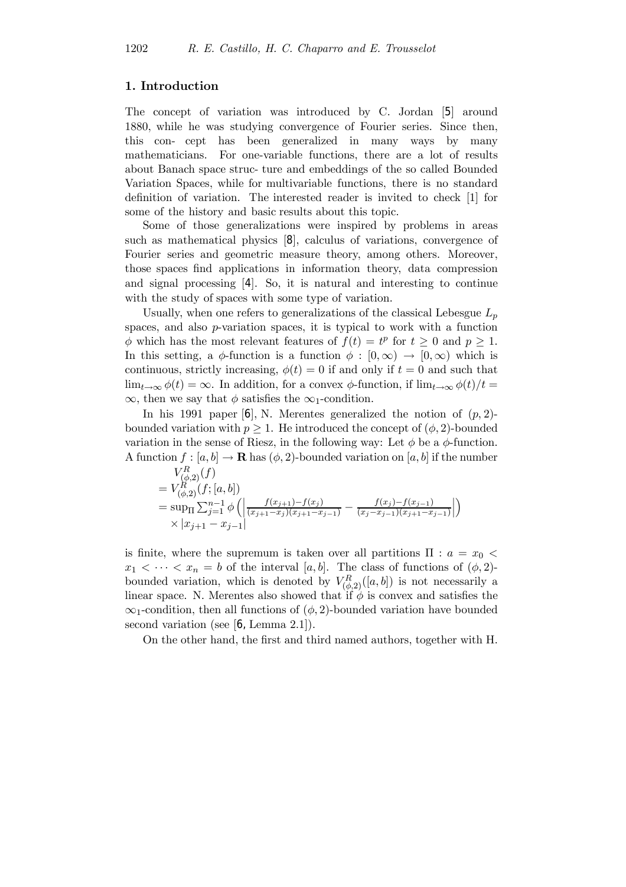## 1. Introduction

The concept of variation was introduced by C. Jordan [5] around 1880, while he was studying convergence of Fourier series. Since then, this con- cept has been generalized in many ways by many mathematicians. For one-variable functions, there are a lot of results about Banach space struc- ture and embeddings of the so called Bounded Variation Spaces, while for multivariable functions, there is no standard definition of variation. The interested reader is invited to check [1] for some of the history and basic results about this topic.

Some of those generalizations were inspired by problems in areas such as mathematical physics [8], calculus of variations, convergence of Fourier series and geometric measure theory, among others. Moreover, those spaces find applications in information theory, data compression and signal processing [4]. So, it is natural and interesting to continue with the study of spaces with some type of variation.

Usually, when one refers to generalizations of the classical Lebesgue $L_p$ spaces, and also $p$-variation spaces, it is typical to work with a function $\phi$ which has the most relevant features of $f(t) = t^p$ for $t \geq 0$ and $p \geq 1$. In this setting, a $\phi$-function is a function $\phi : [0, \infty) \to [0, \infty)$ which is continuous, strictly increasing, $\phi(t) = 0$ if and only if $t = 0$ and such that $\lim_{t\to\infty} \phi(t) = \infty$. In addition, for a convex $\phi$-function, if $\lim_{t\to\infty} \phi(t)/t = \infty$, then we say that $\phi$ satisfies the $\infty_1$-condition.

In his 1991 paper [6], N. Merentes generalized the notion of $(p, 2)$-bounded variation with $p \geq 1$. He introduced the concept of $(\phi, 2)$-bounded variation in the sense of Riesz, in the following way: Let $\phi$ be a $\phi$-function. A function $f : [a, b] \to \mathbf{R}$ has $(\phi, 2)$-bounded variation on $[a, b]$ if the number

$$
\begin{aligned}
&V^R_{(\phi,2)}(f) \\
&= V^R_{(\phi,2)}(f; [a, b]) \\
&= \sup_\Pi \sum_{j=1}^{n-1} \phi\left( \left| \frac{f(x_{j+1}) - f(x_j)}{(x_{j+1} - x_j)(x_{j+1} - x_{j-1})} - \frac{f(x_j) - f(x_{j-1})}{(x_j - x_{j-1})(x_{j+1} - x_{j-1})} \right| \right) \\
&\quad \times |x_{j+1} - x_{j-1}|
\end{aligned}
$$

is finite, where the supremum is taken over all partitions $\Pi : a = x_0 < x_1 < \cdots < x_n = b$ of the interval $[a, b]$. The class of functions of $(\phi, 2)$-bounded variation, which is denoted by $V^R_{(\phi,2)}([a, b])$ is not necessarily a linear space. N. Merentes also showed that if $\phi$ is convex and satisfies the $\infty_1$-condition, then all functions of $(\phi, 2)$-bounded variation have bounded second variation (see [6, Lemma 2.1]).

On the other hand, the first and third named authors, together with H.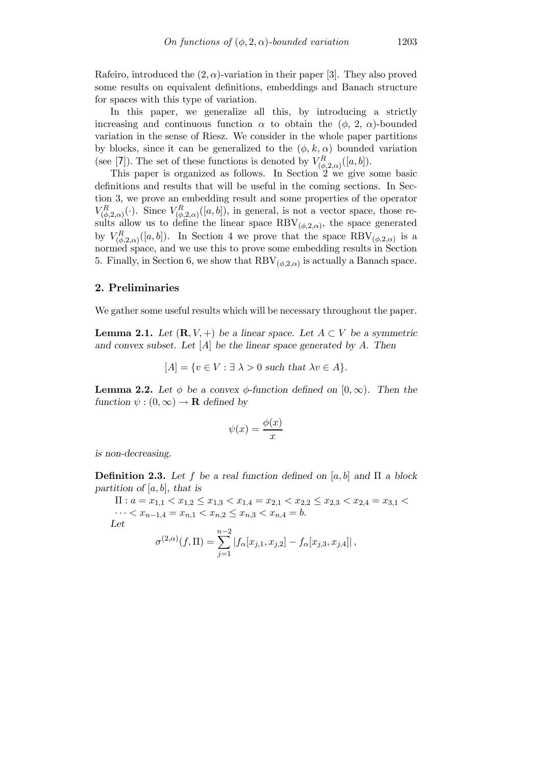Rafeiro, introduced the $(2, \alpha)$-variation in their paper [3]. They also proved some results on equivalent definitions, embeddings and Banach structure for spaces with this type of variation.

In this paper, we generalize all this, by introducing a strictly increasing and continuous function $\alpha$ to obtain the $(\phi,\, 2,\, \alpha)$-bounded variation in the sense of Riesz. We consider in the whole paper partitions by blocks, since it can be generalized to the $(\phi, k, \alpha)$ bounded variation (see [7]). The set of these functions is denoted by $V^R_{(\phi,2,\alpha)}([a, b])$.

This paper is organized as follows. In Section 2 we give some basic definitions and results that will be useful in the coming sections. In Section 3, we prove an embedding result and some properties of the operator $V^R_{(\phi,2,\alpha)}(\cdot)$. Since $V^R_{(\phi,2,\alpha)}([a, b])$, in general, is not a vector space, those results allow us to define the linear space $\mathrm{RBV}_{(\phi,2,\alpha)}$, the space generated by $V^R_{(\phi,2,\alpha)}([a, b])$. In Section 4 we prove that the space $\mathrm{RBV}_{(\phi,2,\alpha)}$ is a normed space, and we use this to prove some embedding results in Section 5. Finally, in Section 6, we show that $\mathrm{RBV}_{(\phi,2,\alpha)}$ is actually a Banach space.

## 2. Preliminaries

We gather some useful results which will be necessary throughout the paper.

**Lemma 2.1.** *Let $(\mathbf{R}, V, +)$ be a linear space. Let $A \subset V$ be a symmetric and convex subset. Let $[A]$ be the linear space generated by $A$. Then*

$$[A] = \{v \in V : \exists\ \lambda > 0 \text{ such that } \lambda v \in A\}.$$

**Lemma 2.2.** *Let $\phi$ be a convex $\phi$-function defined on $[0, \infty)$. Then the function $\psi : (0, \infty) \to \mathbf{R}$ defined by*

$$\psi(x) = \frac{\phi(x)}{x}$$

*is non-decreasing.*

**Definition 2.3.** *Let $f$ be a real function defined on $[a, b]$ and $\Pi$ a block partition of $[a, b]$, that is*

$\Pi : a = x_{1,1} < x_{1,2} \leq x_{1,3} < x_{1,4} = x_{2,1} < x_{2,2} \leq x_{2,3} < x_{2,4} = x_{3,1} < \cdots < x_{n-1,4} = x_{n,1} < x_{n,2} \leq x_{n,3} < x_{n,4} = b.$

*Let*

$$\sigma^{(2,\alpha)}(f, \Pi) = \sum_{j=1}^{n-2} \left| f_\alpha[x_{j,1}, x_{j,2}] - f_\alpha[x_{j,3}, x_{j,4}] \right|,$$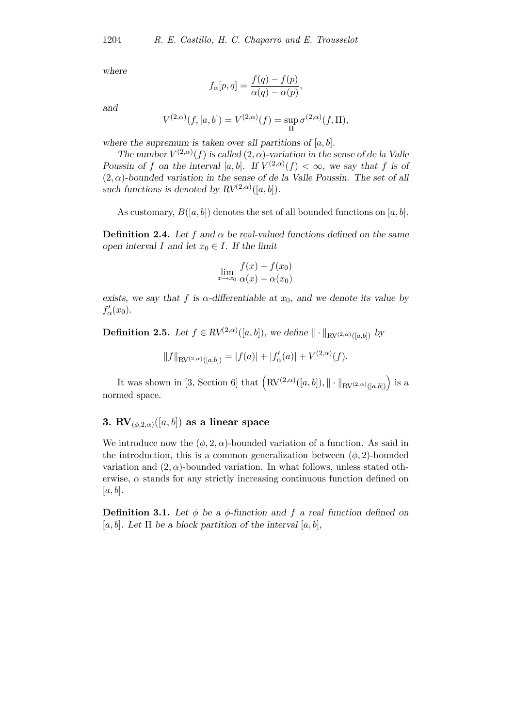*where*

$$f_\alpha[p,q] = \frac{f(q)-f(p)}{\alpha(q)-\alpha(p)},$$

*and*

$$V^{(2,\alpha)}(f,[a,b]) = V^{(2,\alpha)}(f) = \sup_{\Pi} \sigma^{(2,\alpha)}(f,\Pi),$$

*where the supremum is taken over all partitions of* $[a,b]$.

*The number* $V^{(2,\alpha)}(f)$ *is called* $(2,\alpha)$*-variation in the sense of de la Valle Poussin of* $f$ *on the interval* $[a,b]$*. If* $V^{(2,\alpha)}(f) < \infty$*, we say that* $f$ *is of* $(2,\alpha)$*-bounded variation in the sense of de la Valle Poussin. The set of all such functions is denoted by* $RV^{(2,\alpha)}([a,b])$.

As customary, $B([a,b])$ denotes the set of all bounded functions on $[a,b]$.

**Definition 2.4.** *Let* $f$ *and* $\alpha$ *be real-valued functions defined on the same open interval* $I$ *and let* $x_0 \in I$*. If the limit*

$$\lim_{x\to x_0} \frac{f(x)-f(x_0)}{\alpha(x)-\alpha(x_0)}$$

*exists, we say that* $f$ *is* $\alpha$*-differentiable at* $x_0$*, and we denote its value by* $f'_\alpha(x_0)$.

**Definition 2.5.** *Let* $f \in RV^{(2,\alpha)}([a,b])$*, we define* $\|\cdot\|_{\mathrm{RV}^{(2,\alpha)}([a,b])}$ *by*

$$\|f\|_{\mathrm{RV}^{(2,\alpha)}([a,b])} = |f(a)| + |f'_\alpha(a)| + V^{(2,\alpha)}(f).$$

It was shown in [3, Section 6] that $\left(\mathrm{RV}^{(2,\alpha)}([a,b]), \|\cdot\|_{\mathrm{RV}^{(2,\alpha)}([a,b])}\right)$ is a normed space.

## 3. $\mathrm{RV}_{(\phi,2,\alpha)}([a,b])$ as a linear space

We introduce now the $(\phi,2,\alpha)$-bounded variation of a function. As said in the introduction, this is a common generalization between $(\phi,2)$-bounded variation and $(2,\alpha)$-bounded variation. In what follows, unless stated otherwise, $\alpha$ stands for any strictly increasing continuous function defined on $[a,b]$.

**Definition 3.1.** *Let* $\phi$ *be a* $\phi$*-function and* $f$ *a real function defined on* $[a,b]$*. Let* $\Pi$ *be a block partition of the interval* $[a,b]$,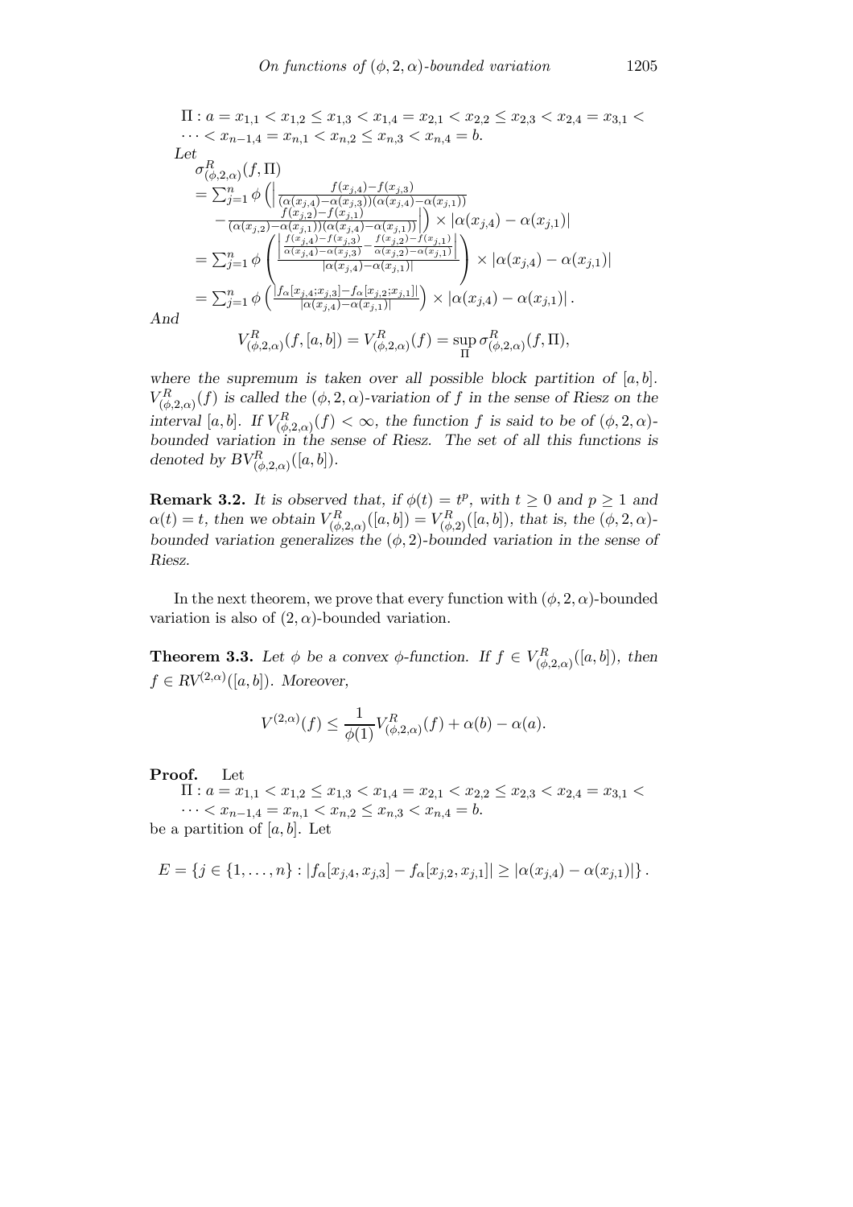$\Pi : a = x_{1,1} < x_{1,2} \leq x_{1,3} < x_{1,4} = x_{2,1} < x_{2,2} \leq x_{2,3} < x_{2,4} = x_{3,1} < \cdots < x_{n-1,4} = x_{n,1} < x_{n,2} \leq x_{n,3} < x_{n,4} = b.$

*Let*

$$
\begin{aligned}
&\sigma^R_{(\phi,2,\alpha)}(f,\Pi) \\
&= \sum_{j=1}^n \phi\left(\left|\frac{f(x_{j,4})-f(x_{j,3})}{(\alpha(x_{j,4})-\alpha(x_{j,3}))(\alpha(x_{j,4})-\alpha(x_{j,1}))} \right.\right. \\
&\quad \left.\left. - \frac{f(x_{j,2})-f(x_{j,1})}{(\alpha(x_{j,2})-\alpha(x_{j,1}))(\alpha(x_{j,4})-\alpha(x_{j,1}))}\right|\right) \times |\alpha(x_{j,4})-\alpha(x_{j,1})| \\
&= \sum_{j=1}^n \phi\left(\frac{\left|\frac{f(x_{j,4})-f(x_{j,3})}{\alpha(x_{j,4})-\alpha(x_{j,3})} - \frac{f(x_{j,2})-f(x_{j,1})}{\alpha(x_{j,2})-\alpha(x_{j,1})}\right|}{|\alpha(x_{j,4})-\alpha(x_{j,1})|}\right) \times |\alpha(x_{j,4})-\alpha(x_{j,1})| \\
&= \sum_{j=1}^n \phi\left(\frac{|f_\alpha[x_{j,4};x_{j,3}]-f_\alpha[x_{j,2};x_{j,1}]|}{|\alpha(x_{j,4})-\alpha(x_{j,1})|}\right) \times |\alpha(x_{j,4})-\alpha(x_{j,1})|.
\end{aligned}
$$

*And*

$$
V^R_{(\phi,2,\alpha)}(f,[a,b]) = V^R_{(\phi,2,\alpha)}(f) = \sup_{\Pi} \sigma^R_{(\phi,2,\alpha)}(f,\Pi),
$$

*where the supremum is taken over all possible block partition of $[a,b]$. $V^R_{(\phi,2,\alpha)}(f)$ is called the $(\phi,2,\alpha)$-variation of $f$ in the sense of Riesz on the interval $[a,b]$. If $V^R_{(\phi,2,\alpha)}(f) < \infty$, the function $f$ is said to be of $(\phi,2,\alpha)$-bounded variation in the sense of Riesz. The set of all this functions is denoted by $BV^R_{(\phi,2,\alpha)}([a,b])$.*

**Remark 3.2.** *It is observed that, if $\phi(t) = t^p$, with $t \geq 0$ and $p \geq 1$ and $\alpha(t) = t$, then we obtain $V^R_{(\phi,2,\alpha)}([a,b]) = V^R_{(\phi,2)}([a,b])$, that is, the $(\phi,2,\alpha)$-bounded variation generalizes the $(\phi,2)$-bounded variation in the sense of Riesz.*

In the next theorem, we prove that every function with $(\phi,2,\alpha)$-bounded variation is also of $(2,\alpha)$-bounded variation.

**Theorem 3.3.** *Let $\phi$ be a convex $\phi$-function. If $f \in V^R_{(\phi,2,\alpha)}([a,b])$, then $f \in RV^{(2,\alpha)}([a,b])$. Moreover,*

$$
V^{(2,\alpha)}(f) \leq \frac{1}{\phi(1)} V^R_{(\phi,2,\alpha)}(f) + \alpha(b) - \alpha(a).
$$

**Proof.** Let

$\Pi : a = x_{1,1} < x_{1,2} \leq x_{1,3} < x_{1,4} = x_{2,1} < x_{2,2} \leq x_{2,3} < x_{2,4} = x_{3,1} < \cdots < x_{n-1,4} = x_{n,1} < x_{n,2} \leq x_{n,3} < x_{n,4} = b.$

be a partition of $[a,b]$. Let

$$
E = \{j \in \{1,\ldots,n\} : |f_\alpha[x_{j,4},x_{j,3}] - f_\alpha[x_{j,2},x_{j,1}]| \geq |\alpha(x_{j,4}) - \alpha(x_{j,1})|\}.
$$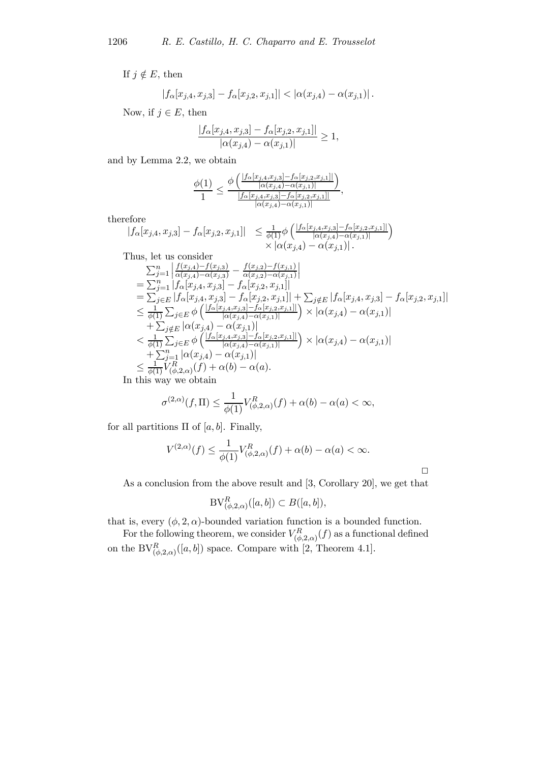If $j \notin E$, then

$$|f_\alpha[x_{j,4}, x_{j,3}] - f_\alpha[x_{j,2}, x_{j,1}]| < |\alpha(x_{j,4}) - \alpha(x_{j,1})|.$$

Now, if $j \in E$, then

$$\frac{|f_\alpha[x_{j,4}, x_{j,3}] - f_\alpha[x_{j,2}, x_{j,1}]|}{|\alpha(x_{j,4}) - \alpha(x_{j,1})|} \geq 1,$$

and by Lemma 2.2, we obtain

$$\frac{\phi(1)}{1} \leq \frac{\phi\left(\frac{|f_\alpha[x_{j,4},x_{j,3}]-f_\alpha[x_{j,2},x_{j,1}]|}{|\alpha(x_{j,4})-\alpha(x_{j,1})|}\right)}{\frac{|f_\alpha[x_{j,4},x_{j,3}]-f_\alpha[x_{j,2},x_{j,1}]|}{|\alpha(x_{j,4})-\alpha(x_{j,1})|}},$$

therefore

$$|f_\alpha[x_{j,4}, x_{j,3}] - f_\alpha[x_{j,2}, x_{j,1}]| \leq \frac{1}{\phi(1)}\phi\left(\frac{|f_\alpha[x_{j,4},x_{j,3}]-f_\alpha[x_{j,2},x_{j,1}]|}{|\alpha(x_{j,4})-\alpha(x_{j,1})|}\right) \times |\alpha(x_{j,4}) - \alpha(x_{j,1})|.$$

Thus, let us consider

$$\begin{aligned}
&\sum_{j=1}^n \left|\frac{f(x_{j,4})-f(x_{j,3})}{\alpha(x_{j,4})-\alpha(x_{j,3})} - \frac{f(x_{j,2})-f(x_{j,1})}{\alpha(x_{j,2})-\alpha(x_{j,1})}\right| \\
&= \sum_{j=1}^n |f_\alpha[x_{j,4}, x_{j,3}] - f_\alpha[x_{j,2}, x_{j,1}]| \\
&= \sum_{j\in E} |f_\alpha[x_{j,4}, x_{j,3}] - f_\alpha[x_{j,2}, x_{j,1}]| + \sum_{j\notin E} |f_\alpha[x_{j,4}, x_{j,3}] - f_\alpha[x_{j,2}, x_{j,1}]| \\
&\leq \frac{1}{\phi(1)} \sum_{j\in E} \phi\left(\frac{|f_\alpha[x_{j,4},x_{j,3}]-f_\alpha[x_{j,2},x_{j,1}]|}{|\alpha(x_{j,4})-\alpha(x_{j,1})|}\right) \times |\alpha(x_{j,4}) - \alpha(x_{j,1})| \\
&\quad + \sum_{j\notin E} |\alpha(x_{j,4}) - \alpha(x_{j,1})| \\
&< \frac{1}{\phi(1)} \sum_{j\in E} \phi\left(\frac{|f_\alpha[x_{j,4},x_{j,3}]-f_\alpha[x_{j,2},x_{j,1}]|}{|\alpha(x_{j,4})-\alpha(x_{j,1})|}\right) \times |\alpha(x_{j,4}) - \alpha(x_{j,1})| \\
&\quad + \sum_{j=1}^n |\alpha(x_{j,4}) - \alpha(x_{j,1})| \\
&\leq \frac{1}{\phi(1)} V^R_{(\phi,2,\alpha)}(f) + \alpha(b) - \alpha(a).
\end{aligned}$$

In this way we obtain

$$\sigma^{(2,\alpha)}(f, \Pi) \leq \frac{1}{\phi(1)} V^R_{(\phi,2,\alpha)}(f) + \alpha(b) - \alpha(a) < \infty,$$

for all partitions $\Pi$ of $[a, b]$. Finally,

$$V^{(2,\alpha)}(f) \leq \frac{1}{\phi(1)} V^R_{(\phi,2,\alpha)}(f) + \alpha(b) - \alpha(a) < \infty.$$

□

As a conclusion from the above result and [3, Corollary 20], we get that

$$\mathrm{BV}^R_{(\phi,2,\alpha)}([a, b]) \subset B([a, b]),$$

that is, every $(\phi, 2, \alpha)$-bounded variation function is a bounded function.

For the following theorem, we consider $V^R_{(\phi,2,\alpha)}(f)$ as a functional defined on the $\mathrm{BV}^R_{(\phi,2,\alpha)}([a, b])$ space. Compare with [2, Theorem 4.1].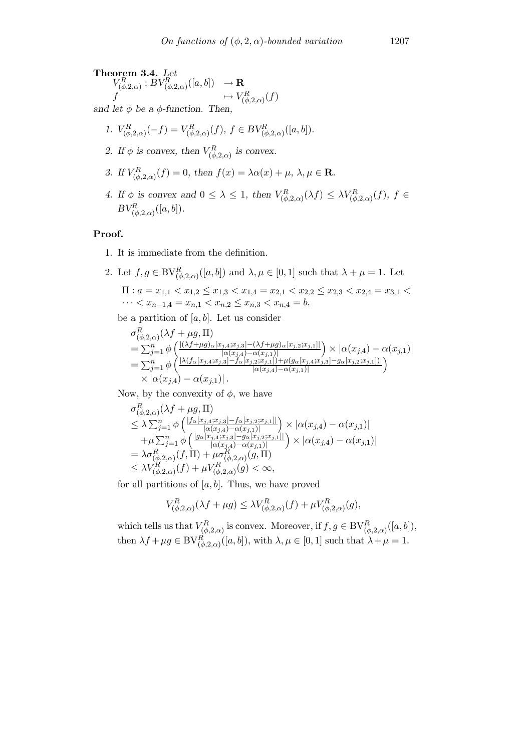**Theorem 3.4.** *Let*

$$\begin{array}{ll} V^R_{(\phi,2,\alpha)} : BV^R_{(\phi,2,\alpha)}([a,b]) & \to \mathbf{R} \\ f & \mapsto V^R_{(\phi,2,\alpha)}(f) \end{array}$$

*and let $\phi$ be a $\phi$-function. Then,*

1. *$V^R_{(\phi,2,\alpha)}(-f) = V^R_{(\phi,2,\alpha)}(f)$, $f \in BV^R_{(\phi,2,\alpha)}([a,b])$.*
2. *If $\phi$ is convex, then $V^R_{(\phi,2,\alpha)}$ is convex.*
3. *If $V^R_{(\phi,2,\alpha)}(f) = 0$, then $f(x) = \lambda\alpha(x) + \mu$, $\lambda, \mu \in \mathbf{R}$.*
4. *If $\phi$ is convex and $0 \leq \lambda \leq 1$, then $V^R_{(\phi,2,\alpha)}(\lambda f) \leq \lambda V^R_{(\phi,2,\alpha)}(f)$, $f \in BV^R_{(\phi,2,\alpha)}([a,b])$.*

**Proof.**

1. It is immediate from the definition.
2. Let $f, g \in \mathrm{BV}^R_{(\phi,2,\alpha)}([a,b])$ and $\lambda, \mu \in [0,1]$ such that $\lambda + \mu = 1$. Let

   $\Pi : a = x_{1,1} < x_{1,2} \leq x_{1,3} < x_{1,4} = x_{2,1} < x_{2,2} \leq x_{2,3} < x_{2,4} = x_{3,1} < \cdots < x_{n-1,4} = x_{n,1} < x_{n,2} \leq x_{n,3} < x_{n,4} = b.$

   be a partition of $[a,b]$. Let us consider

   $$\begin{aligned} &\sigma^R_{(\phi,2,\alpha)}(\lambda f + \mu g, \Pi) \\ &= \sum_{j=1}^n \phi\left(\frac{|(\lambda f+\mu g)_\alpha[x_{j,4};x_{j,3}] - (\lambda f+\mu g)_\alpha[x_{j,2};x_{j,1}]|}{|\alpha(x_{j,4}) - \alpha(x_{j,1})|}\right) \times |\alpha(x_{j,4}) - \alpha(x_{j,1})| \\ &= \sum_{j=1}^n \phi\left(\frac{|\lambda(f_\alpha[x_{j,4};x_{j,3}] - f_\alpha[x_{j,2};x_{j,1}]) + \mu(g_\alpha[x_{j,4};x_{j,3}] - g_\alpha[x_{j,2};x_{j,1}])|}{|\alpha(x_{j,4}) - \alpha(x_{j,1})|}\right) \\ &\quad \times |\alpha(x_{j,4}) - \alpha(x_{j,1})|. \end{aligned}$$

   Now, by the convexity of $\phi$, we have

   $$\begin{aligned} &\sigma^R_{(\phi,2,\alpha)}(\lambda f + \mu g, \Pi) \\ &\leq \lambda \sum_{j=1}^n \phi\left(\frac{|f_\alpha[x_{j,4};x_{j,3}] - f_\alpha[x_{j,2};x_{j,1}]|}{|\alpha(x_{j,4}) - \alpha(x_{j,1})|}\right) \times |\alpha(x_{j,4}) - \alpha(x_{j,1})| \\ &\quad + \mu \sum_{j=1}^n \phi\left(\frac{|g_\alpha[x_{j,4};x_{j,3}] - g_\alpha[x_{j,2};x_{j,1}]|}{|\alpha(x_{j,4}) - \alpha(x_{j,1})|}\right) \times |\alpha(x_{j,4}) - \alpha(x_{j,1})| \\ &= \lambda \sigma^R_{(\phi,2,\alpha)}(f, \Pi) + \mu \sigma^R_{(\phi,2,\alpha)}(g, \Pi) \\ &\leq \lambda V^R_{(\phi,2,\alpha)}(f) + \mu V^R_{(\phi,2,\alpha)}(g) < \infty, \end{aligned}$$

   for all partitions of $[a,b]$. Thus, we have proved

   $$V^R_{(\phi,2,\alpha)}(\lambda f + \mu g) \leq \lambda V^R_{(\phi,2,\alpha)}(f) + \mu V^R_{(\phi,2,\alpha)}(g),$$

   which tells us that $V^R_{(\phi,2,\alpha)}$ is convex. Moreover, if $f, g \in \mathrm{BV}^R_{(\phi,2,\alpha)}([a,b])$, then $\lambda f + \mu g \in \mathrm{BV}^R_{(\phi,2,\alpha)}([a,b])$, with $\lambda, \mu \in [0,1]$ such that $\lambda + \mu = 1$.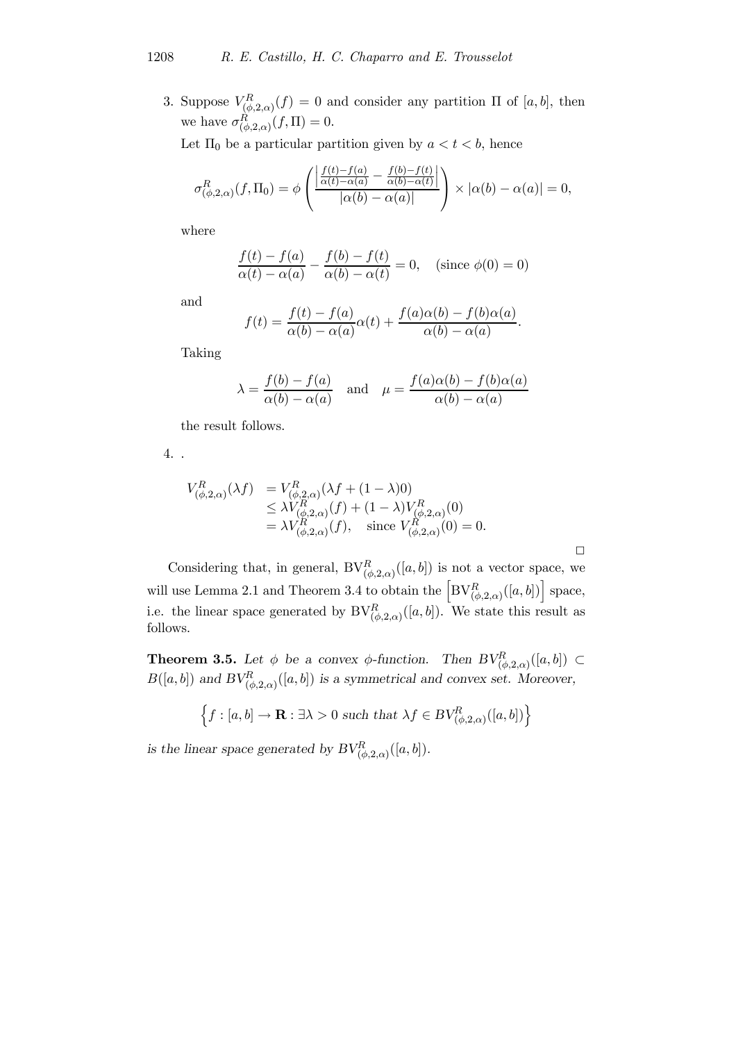3. Suppose $V^R_{(\phi,2,\alpha)}(f) = 0$ and consider any partition $\Pi$ of $[a,b]$, then we have $\sigma^R_{(\phi,2,\alpha)}(f,\Pi) = 0$.

   Let $\Pi_0$ be a particular partition given by $a < t < b$, hence

$$\sigma^R_{(\phi,2,\alpha)}(f,\Pi_0) = \phi\left(\frac{\left|\frac{f(t)-f(a)}{\alpha(t)-\alpha(a)} - \frac{f(b)-f(t)}{\alpha(b)-\alpha(t)}\right|}{|\alpha(b)-\alpha(a)|}\right) \times |\alpha(b)-\alpha(a)| = 0,$$

   where

$$\frac{f(t)-f(a)}{\alpha(t)-\alpha(a)} - \frac{f(b)-f(t)}{\alpha(b)-\alpha(t)} = 0, \quad (\text{since } \phi(0) = 0)$$

   and

$$f(t) = \frac{f(t)-f(a)}{\alpha(b)-\alpha(a)}\alpha(t) + \frac{f(a)\alpha(b) - f(b)\alpha(a)}{\alpha(b)-\alpha(a)}.$$

   Taking

$$\lambda = \frac{f(b)-f(a)}{\alpha(b)-\alpha(a)} \quad \text{and} \quad \mu = \frac{f(a)\alpha(b) - f(b)\alpha(a)}{\alpha(b)-\alpha(a)}$$

   the result follows.

4. .

$$\begin{aligned} V^R_{(\phi,2,\alpha)}(\lambda f) &= V^R_{(\phi,2,\alpha)}(\lambda f + (1-\lambda)0) \\ &\leq \lambda V^R_{(\phi,2,\alpha)}(f) + (1-\lambda)V^R_{(\phi,2,\alpha)}(0) \\ &= \lambda V^R_{(\phi,2,\alpha)}(f), \quad \text{since } V^R_{(\phi,2,\alpha)}(0) = 0. \end{aligned}$$

□

Considering that, in general, $\mathrm{BV}^R_{(\phi,2,\alpha)}([a,b])$ is not a vector space, we will use Lemma 2.1 and Theorem 3.4 to obtain the $\left[\mathrm{BV}^R_{(\phi,2,\alpha)}([a,b])\right]$ space, i.e. the linear space generated by $\mathrm{BV}^R_{(\phi,2,\alpha)}([a,b])$. We state this result as follows.

**Theorem 3.5.** *Let $\phi$ be a convex $\phi$-function. Then $BV^R_{(\phi,2,\alpha)}([a,b]) \subset B([a,b])$ and $BV^R_{(\phi,2,\alpha)}([a,b])$ is a symmetrical and convex set. Moreover,*

$$\left\{f : [a,b] \to \mathbf{R} : \exists \lambda > 0 \text{ such that } \lambda f \in BV^R_{(\phi,2,\alpha)}([a,b])\right\}$$

*is the linear space generated by $BV^R_{(\phi,2,\alpha)}([a,b])$.*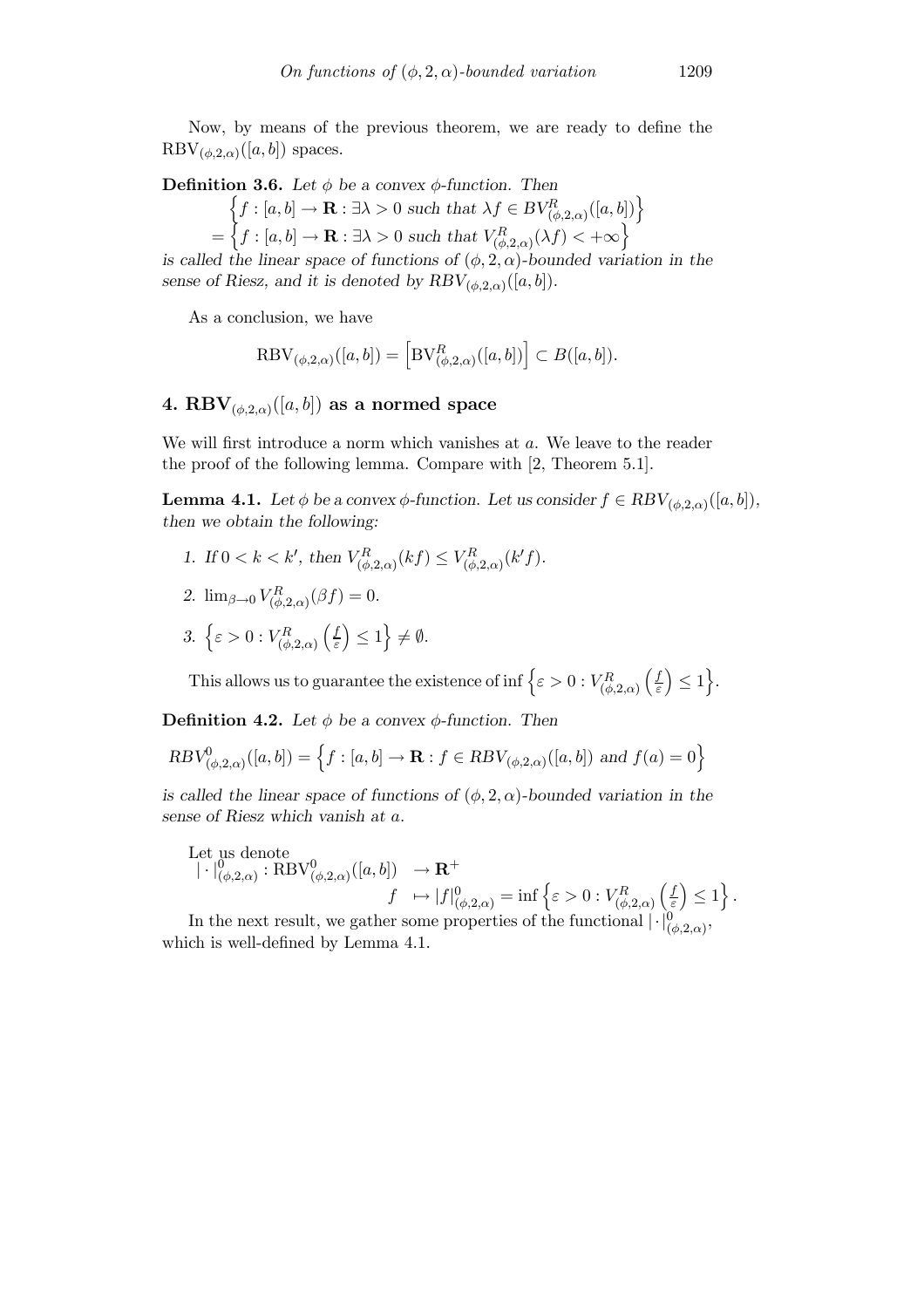Now, by means of the previous theorem, we are ready to define the $\mathrm{RBV}_{(\phi,2,\alpha)}([a,b])$ spaces.

**Definition 3.6.** *Let $\phi$ be a convex $\phi$-function. Then*

$$\begin{aligned} &\left\{f : [a,b] \to \mathbf{R} : \exists \lambda > 0 \text{ such that } \lambda f \in BV^R_{(\phi,2,\alpha)}([a,b])\right\} \\ = &\left\{f : [a,b] \to \mathbf{R} : \exists \lambda > 0 \text{ such that } V^R_{(\phi,2,\alpha)}(\lambda f) < +\infty\right\} \end{aligned}$$

*is called the linear space of functions of $(\phi, 2, \alpha)$-bounded variation in the sense of Riesz, and it is denoted by $RBV_{(\phi,2,\alpha)}([a,b])$.*

As a conclusion, we have

$$\mathrm{RBV}_{(\phi,2,\alpha)}([a,b]) = \left[\mathrm{BV}^R_{(\phi,2,\alpha)}([a,b])\right] \subset B([a,b]).$$

## 4. $\mathbf{RBV}_{(\phi,2,\alpha)}([a,b])$ as a normed space

We will first introduce a norm which vanishes at $a$. We leave to the reader the proof of the following lemma. Compare with [2, Theorem 5.1].

**Lemma 4.1.** *Let $\phi$ be a convex $\phi$-function. Let us consider $f \in RBV_{(\phi,2,\alpha)}([a,b])$, then we obtain the following:*

1. *If $0 < k < k'$, then $V^R_{(\phi,2,\alpha)}(kf) \leq V^R_{(\phi,2,\alpha)}(k'f)$.*
2. $\lim_{\beta \to 0} V^R_{(\phi,2,\alpha)}(\beta f) = 0$.
3. $\left\{\varepsilon > 0 : V^R_{(\phi,2,\alpha)}\left(\frac{f}{\varepsilon}\right) \leq 1\right\} \neq \emptyset$.

This allows us to guarantee the existence of $\inf \left\{\varepsilon > 0 : V^R_{(\phi,2,\alpha)}\left(\frac{f}{\varepsilon}\right) \leq 1\right\}$.

**Definition 4.2.** *Let $\phi$ be a convex $\phi$-function. Then*

$$RBV^0_{(\phi,2,\alpha)}([a,b]) = \left\{f : [a,b] \to \mathbf{R} : f \in RBV_{(\phi,2,\alpha)}([a,b]) \text{ and } f(a) = 0\right\}$$

*is called the linear space of functions of $(\phi, 2, \alpha)$-bounded variation in the sense of Riesz which vanish at $a$.*

Let us denote

$$\begin{aligned} |\cdot|^0_{(\phi,2,\alpha)} : \mathrm{RBV}^0_{(\phi,2,\alpha)}([a,b]) &\to \mathbf{R}^+ \\ f &\mapsto |f|^0_{(\phi,2,\alpha)} = \inf\left\{\varepsilon > 0 : V^R_{(\phi,2,\alpha)}\left(\tfrac{f}{\varepsilon}\right) \leq 1\right\}. \end{aligned}$$

In the next result, we gather some properties of the functional $|\cdot|^0_{(\phi,2,\alpha)}$, which is well-defined by Lemma 4.1.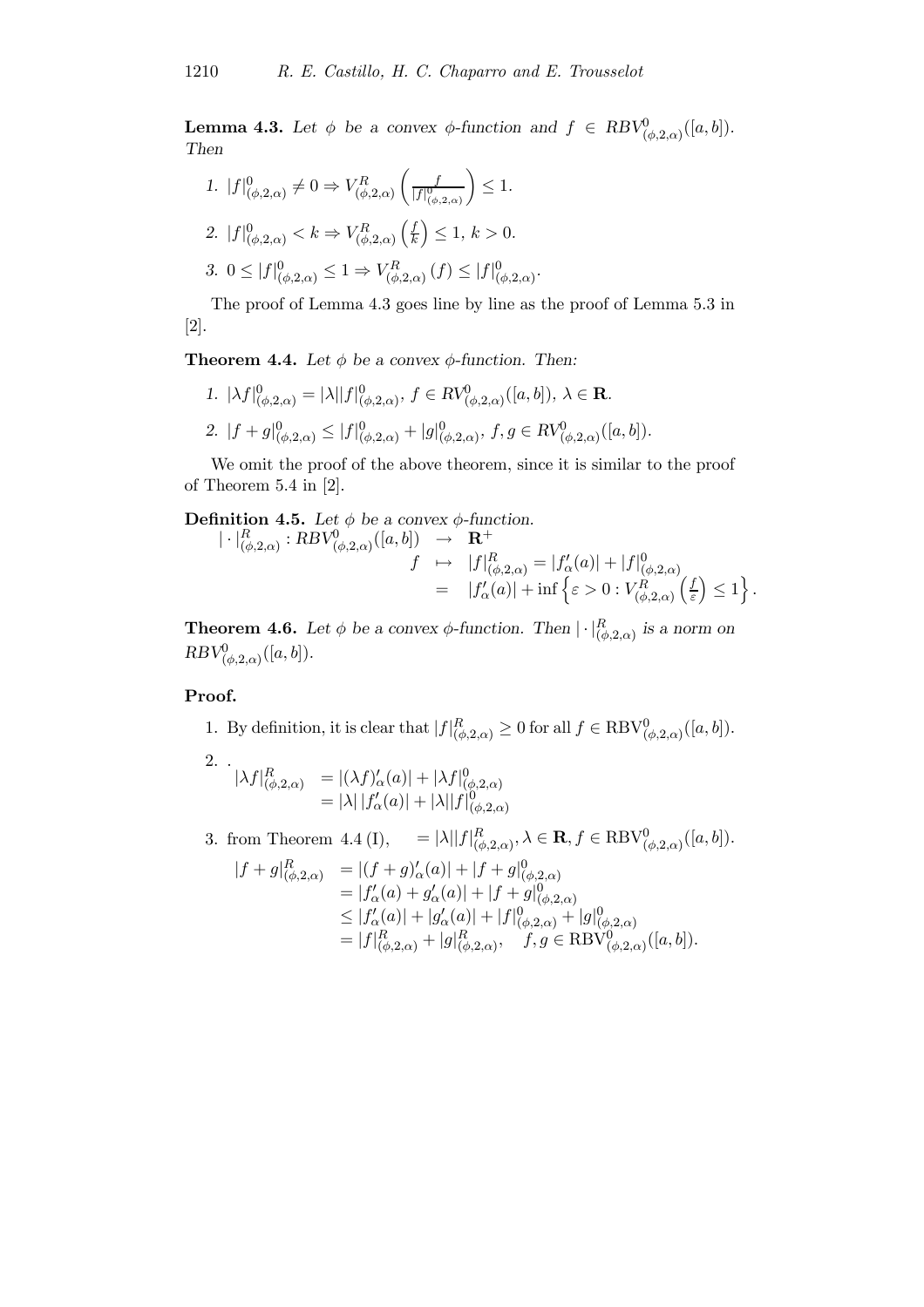**Lemma 4.3.** *Let $\phi$ be a convex $\phi$-function and $f \in RBV^0_{(\phi,2,\alpha)}([a,b])$. Then*

1. $|f|^0_{(\phi,2,\alpha)} \neq 0 \Rightarrow V^R_{(\phi,2,\alpha)}\left(\frac{f}{|f|^0_{(\phi,2,\alpha)}}\right) \leq 1.$
2. $|f|^0_{(\phi,2,\alpha)} < k \Rightarrow V^R_{(\phi,2,\alpha)}\left(\frac{f}{k}\right) \leq 1,\ k > 0.$
3. $0 \leq |f|^0_{(\phi,2,\alpha)} \leq 1 \Rightarrow V^R_{(\phi,2,\alpha)}(f) \leq |f|^0_{(\phi,2,\alpha)}.$

The proof of Lemma 4.3 goes line by line as the proof of Lemma 5.3 in [2].

**Theorem 4.4.** *Let $\phi$ be a convex $\phi$-function. Then:*

1. $|\lambda f|^0_{(\phi,2,\alpha)} = |\lambda||f|^0_{(\phi,2,\alpha)}$, $f \in RV^0_{(\phi,2,\alpha)}([a,b])$, $\lambda \in \mathbf{R}$.
2. $|f+g|^0_{(\phi,2,\alpha)} \leq |f|^0_{(\phi,2,\alpha)} + |g|^0_{(\phi,2,\alpha)}$, $f, g \in RV^0_{(\phi,2,\alpha)}([a,b])$.

We omit the proof of the above theorem, since it is similar to the proof of Theorem 5.4 in [2].

**Definition 4.5.** *Let $\phi$ be a convex $\phi$-function.*

$$
\begin{array}{rcl}
|\cdot|^R_{(\phi,2,\alpha)} : RBV^0_{(\phi,2,\alpha)}([a,b]) & \rightarrow & \mathbf{R}^+ \\
f & \mapsto & |f|^R_{(\phi,2,\alpha)} = |f'_\alpha(a)| + |f|^0_{(\phi,2,\alpha)} \\
& = & |f'_\alpha(a)| + \inf\left\{\varepsilon > 0 : V^R_{(\phi,2,\alpha)}\left(\frac{f}{\varepsilon}\right) \leq 1\right\}.
\end{array}
$$

**Theorem 4.6.** *Let $\phi$ be a convex $\phi$-function. Then $|\cdot|^R_{(\phi,2,\alpha)}$ is a norm on $RBV^0_{(\phi,2,\alpha)}([a,b])$.*

**Proof.**

1. By definition, it is clear that $|f|^R_{(\phi,2,\alpha)} \geq 0$ for all $f \in \mathrm{RBV}^0_{(\phi,2,\alpha)}([a,b])$.
2. .
$$
\begin{aligned}
|\lambda f|^R_{(\phi,2,\alpha)} &= |(\lambda f)'_\alpha(a)| + |\lambda f|^0_{(\phi,2,\alpha)} \\
&= |\lambda|\,|f'_\alpha(a)| + |\lambda||f|^0_{(\phi,2,\alpha)}
\end{aligned}
$$
3. from Theorem 4.4 (I), $\quad = |\lambda||f|^R_{(\phi,2,\alpha)}, \lambda \in \mathbf{R}, f \in \mathrm{RBV}^0_{(\phi,2,\alpha)}([a,b])$.
$$
\begin{aligned}
|f+g|^R_{(\phi,2,\alpha)} &= |(f+g)'_\alpha(a)| + |f+g|^0_{(\phi,2,\alpha)} \\
&= |f'_\alpha(a) + g'_\alpha(a)| + |f+g|^0_{(\phi,2,\alpha)} \\
&\leq |f'_\alpha(a)| + |g'_\alpha(a)| + |f|^0_{(\phi,2,\alpha)} + |g|^0_{(\phi,2,\alpha)} \\
&= |f|^R_{(\phi,2,\alpha)} + |g|^R_{(\phi,2,\alpha)}, \quad f, g \in \mathrm{RBV}^0_{(\phi,2,\alpha)}([a,b]).
\end{aligned}
$$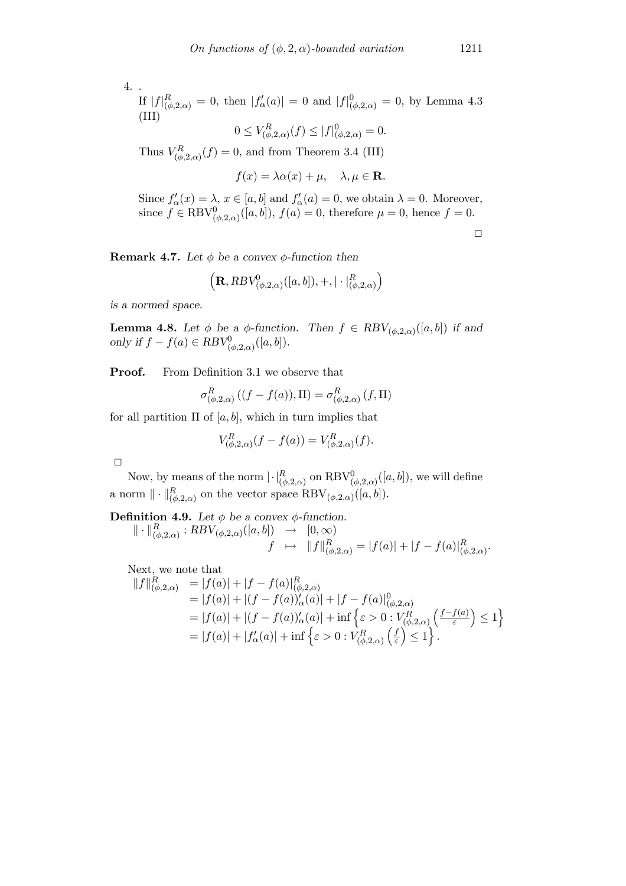4. .
If $|f|^R_{(\phi,2,\alpha)} = 0$, then $|f'_\alpha(a)| = 0$ and $|f|^0_{(\phi,2,\alpha)} = 0$, by Lemma 4.3 (III)

$$0 \leq V^R_{(\phi,2,\alpha)}(f) \leq |f|^0_{(\phi,2,\alpha)} = 0.$$

Thus $V^R_{(\phi,2,\alpha)}(f) = 0$, and from Theorem 3.4 (III)

$$f(x) = \lambda\alpha(x) + \mu, \quad \lambda, \mu \in \mathbf{R}.$$

Since $f'_\alpha(x) = \lambda$, $x \in [a,b]$ and $f'_\alpha(a) = 0$, we obtain $\lambda = 0$. Moreover, since $f \in \mathrm{RBV}^0_{(\phi,2,\alpha)}([a,b])$, $f(a) = 0$, therefore $\mu = 0$, hence $f = 0$.

□

**Remark 4.7.** *Let $\phi$ be a convex $\phi$-function then*

$$\left(\mathbf{R}, RBV^0_{(\phi,2,\alpha)}([a,b]), +, |\cdot|^R_{(\phi,2,\alpha)}\right)$$

*is a normed space.*

**Lemma 4.8.** *Let $\phi$ be a $\phi$-function. Then $f \in RBV_{(\phi,2,\alpha)}([a,b])$ if and only if $f - f(a) \in RBV^0_{(\phi,2,\alpha)}([a,b])$.*

**Proof.** From Definition 3.1 we observe that

$$\sigma^R_{(\phi,2,\alpha)}\left((f - f(a)), \Pi\right) = \sigma^R_{(\phi,2,\alpha)}\left(f, \Pi\right)$$

for all partition $\Pi$ of $[a,b]$, which in turn implies that

$$V^R_{(\phi,2,\alpha)}(f - f(a)) = V^R_{(\phi,2,\alpha)}(f).$$

□

Now, by means of the norm $|\cdot|^R_{(\phi,2,\alpha)}$ on $\mathrm{RBV}^0_{(\phi,2,\alpha)}([a,b])$, we will define a norm $\|\cdot\|^R_{(\phi,2,\alpha)}$ on the vector space $\mathrm{RBV}_{(\phi,2,\alpha)}([a,b])$.

**Definition 4.9.** *Let $\phi$ be a convex $\phi$-function.*

$$\begin{aligned} \|\cdot\|^R_{(\phi,2,\alpha)} : RBV_{(\phi,2,\alpha)}([a,b]) &\rightarrow [0,\infty) \\ f &\mapsto \|f\|^R_{(\phi,2,\alpha)} = |f(a)| + |f - f(a)|^R_{(\phi,2,\alpha)}. \end{aligned}$$

Next, we note that

$$\begin{aligned} \|f\|^R_{(\phi,2,\alpha)} &= |f(a)| + |f - f(a)|^R_{(\phi,2,\alpha)} \\ &= |f(a)| + |(f - f(a))'_\alpha(a)| + |f - f(a)|^0_{(\phi,2,\alpha)} \\ &= |f(a)| + |(f - f(a))'_\alpha(a)| + \inf\left\{\varepsilon > 0 : V^R_{(\phi,2,\alpha)}\left(\frac{f - f(a)}{\varepsilon}\right) \leq 1\right\} \\ &= |f(a)| + |f'_\alpha(a)| + \inf\left\{\varepsilon > 0 : V^R_{(\phi,2,\alpha)}\left(\frac{f}{\varepsilon}\right) \leq 1\right\}. \end{aligned}$$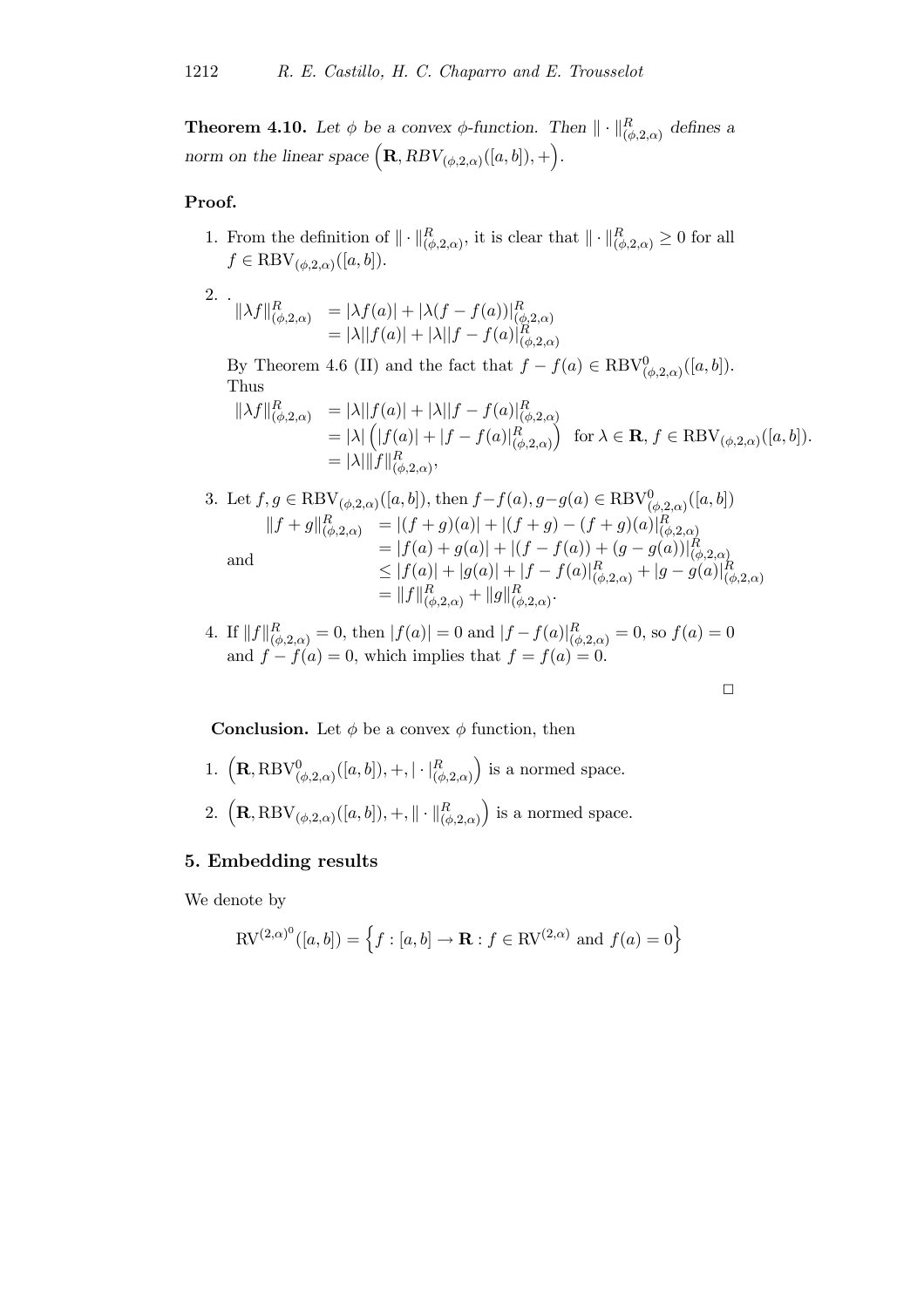**Theorem 4.10.** *Let $\phi$ be a convex $\phi$-function. Then $\|\cdot\|^R_{(\phi,2,\alpha)}$ defines a norm on the linear space $\Big(\mathbf{R}, RBV_{(\phi,2,\alpha)}([a,b]),+\Big)$.*

**Proof.**

1. From the definition of $\|\cdot\|^R_{(\phi,2,\alpha)}$, it is clear that $\|\cdot\|^R_{(\phi,2,\alpha)} \geq 0$ for all $f \in \mathrm{RBV}_{(\phi,2,\alpha)}([a,b])$.

2. .
$$\begin{aligned}\|\lambda f\|^R_{(\phi,2,\alpha)} &= |\lambda f(a)| + |\lambda(f - f(a))|^R_{(\phi,2,\alpha)} \\ &= |\lambda||f(a)| + |\lambda||f - f(a)|^R_{(\phi,2,\alpha)}\end{aligned}$$
By Theorem 4.6 (II) and the fact that $f - f(a) \in \mathrm{RBV}^0_{(\phi,2,\alpha)}([a,b])$. Thus
$$\begin{aligned}\|\lambda f\|^R_{(\phi,2,\alpha)} &= |\lambda||f(a)| + |\lambda||f - f(a)|^R_{(\phi,2,\alpha)} \\ &= |\lambda|\left(|f(a)| + |f - f(a)|^R_{(\phi,2,\alpha)}\right) \quad \text{for } \lambda \in \mathbf{R},\, f \in \mathrm{RBV}_{(\phi,2,\alpha)}([a,b]). \\ &= |\lambda|\|f\|^R_{(\phi,2,\alpha)},\end{aligned}$$

3. Let $f, g \in \mathrm{RBV}_{(\phi,2,\alpha)}([a,b])$, then $f - f(a), g - g(a) \in \mathrm{RBV}^0_{(\phi,2,\alpha)}([a,b])$ and
$$\begin{aligned}\|f+g\|^R_{(\phi,2,\alpha)} &= |(f+g)(a)| + |(f+g) - (f+g)(a)|^R_{(\phi,2,\alpha)} \\ &= |f(a) + g(a)| + |(f - f(a)) + (g - g(a))|^R_{(\phi,2,\alpha)} \\ &\leq |f(a)| + |g(a)| + |f - f(a)|^R_{(\phi,2,\alpha)} + |g - g(a)|^R_{(\phi,2,\alpha)} \\ &= \|f\|^R_{(\phi,2,\alpha)} + \|g\|^R_{(\phi,2,\alpha)}.\end{aligned}$$

4. If $\|f\|^R_{(\phi,2,\alpha)} = 0$, then $|f(a)| = 0$ and $|f - f(a)|^R_{(\phi,2,\alpha)} = 0$, so $f(a) = 0$ and $f - f(a) = 0$, which implies that $f = f(a) = 0$.

$\square$

**Conclusion.** Let $\phi$ be a convex $\phi$ function, then

1. $\Big(\mathbf{R}, \mathrm{RBV}^0_{(\phi,2,\alpha)}([a,b]), +, |\cdot|^R_{(\phi,2,\alpha)}\Big)$ is a normed space.
2. $\Big(\mathbf{R}, \mathrm{RBV}_{(\phi,2,\alpha)}([a,b]), +, \|\cdot\|^R_{(\phi,2,\alpha)}\Big)$ is a normed space.

## 5. Embedding results

We denote by

$$\mathrm{RV}^{(2,\alpha)^0}([a,b]) = \Big\{ f : [a,b] \to \mathbf{R} : f \in \mathrm{RV}^{(2,\alpha)} \text{ and } f(a) = 0 \Big\}$$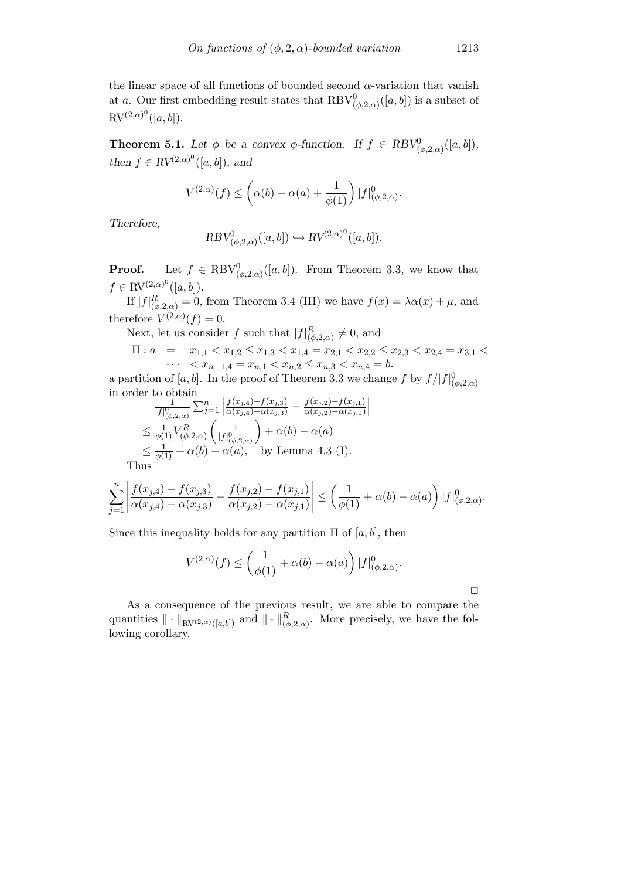the linear space of all functions of bounded second $\alpha$-variation that vanish at $a$. Our first embedding result states that $\mathrm{RBV}^0_{(\phi,2,\alpha)}([a,b])$ is a subset of $\mathrm{RV}^{(2,\alpha)^0}([a,b])$.

**Theorem 5.1.** *Let $\phi$ be a convex $\phi$-function. If $f \in RBV^0_{(\phi,2,\alpha)}([a,b])$, then $f \in RV^{(2,\alpha)^0}([a,b])$, and*

$$V^{(2,\alpha)}(f) \leq \left(\alpha(b) - \alpha(a) + \frac{1}{\phi(1)}\right) |f|^0_{(\phi,2,\alpha)}.$$

*Therefore,*

$$RBV^0_{(\phi,2,\alpha)}([a,b]) \hookrightarrow RV^{(2,\alpha)^0}([a,b]).$$

**Proof.** Let $f \in \mathrm{RBV}^0_{(\phi,2,\alpha)}([a,b])$. From Theorem 3.3, we know that $f \in \mathrm{RV}^{(2,\alpha)^0}([a,b])$.

If $|f|^R_{(\phi,2,\alpha)} = 0$, from Theorem 3.4 (III) we have $f(x) = \lambda\alpha(x) + \mu$, and therefore $V^{(2,\alpha)}(f) = 0$.

Next, let us consider $f$ such that $|f|^R_{(\phi,2,\alpha)} \neq 0$, and

$$\Pi : a = x_{1,1} < x_{1,2} \leq x_{1,3} < x_{1,4} = x_{2,1} < x_{2,2} \leq x_{2,3} < x_{2,4} = x_{3,1} < \cdots < x_{n-1,4} = x_{n,1} < x_{n,2} \leq x_{n,3} < x_{n,4} = b.$$

a partition of $[a,b]$. In the proof of Theorem 3.3 we change $f$ by $f/|f|^0_{(\phi,2,\alpha)}$ in order to obtain

$$\begin{aligned}
&\frac{1}{|f|^0_{(\phi,2,\alpha)}} \sum_{j=1}^n \left| \frac{f(x_{j,4}) - f(x_{j,3})}{\alpha(x_{j,4}) - \alpha(x_{j,3})} - \frac{f(x_{j,2}) - f(x_{j,1})}{\alpha(x_{j,2}) - \alpha(x_{j,1})} \right| \\
&\leq \frac{1}{\phi(1)} V^R_{(\phi,2,\alpha)}\left(\frac{1}{|f|^0_{(\phi,2,\alpha)}}\right) + \alpha(b) - \alpha(a) \\
&\leq \frac{1}{\phi(1)} + \alpha(b) - \alpha(a), \quad \text{by Lemma 4.3 (I).}
\end{aligned}$$

Thus

$$\sum_{j=1}^n \left| \frac{f(x_{j,4}) - f(x_{j,3})}{\alpha(x_{j,4}) - \alpha(x_{j,3})} - \frac{f(x_{j,2}) - f(x_{j,1})}{\alpha(x_{j,2}) - \alpha(x_{j,1})} \right| \leq \left(\frac{1}{\phi(1)} + \alpha(b) - \alpha(a)\right) |f|^0_{(\phi,2,\alpha)}.$$

Since this inequality holds for any partition $\Pi$ of $[a,b]$, then

$$V^{(2,\alpha)}(f) \leq \left(\frac{1}{\phi(1)} + \alpha(b) - \alpha(a)\right) |f|^0_{(\phi,2,\alpha)}.$$

□

As a consequence of the previous result, we are able to compare the quantities $\|\cdot\|_{\mathrm{RV}^{(2,\alpha)}([a,b])}$ and $\|\cdot\|^R_{(\phi,2,\alpha)}$. More precisely, we have the following corollary.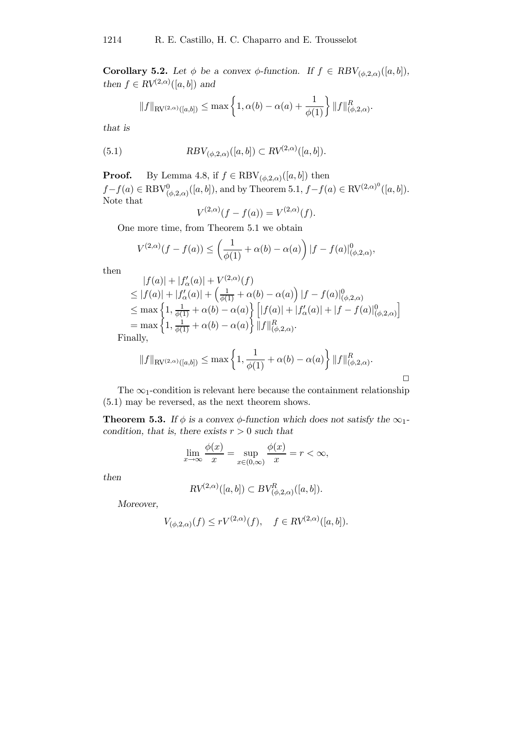**Corollary 5.2.** *Let $\phi$ be a convex $\phi$-function. If $f \in RBV_{(\phi,2,\alpha)}([a,b])$, then $f \in RV^{(2,\alpha)}([a,b])$ and*

$$\|f\|_{\mathrm{RV}^{(2,\alpha)}([a,b])} \leq \max\left\{1, \alpha(b) - \alpha(a) + \frac{1}{\phi(1)}\right\} \|f\|^{R}_{(\phi,2,\alpha)}.$$

*that is*

$$RBV_{(\phi,2,\alpha)}([a,b]) \subset RV^{(2,\alpha)}([a,b]). \tag{5.1}$$

**Proof.** By Lemma 4.8, if $f \in \mathrm{RBV}_{(\phi,2,\alpha)}([a,b])$ then $f - f(a) \in \mathrm{RBV}^{0}_{(\phi,2,\alpha)}([a,b])$, and by Theorem 5.1, $f - f(a) \in \mathrm{RV}^{(2,\alpha)^0}([a,b])$. Note that

$$V^{(2,\alpha)}(f - f(a)) = V^{(2,\alpha)}(f).$$

One more time, from Theorem 5.1 we obtain

$$V^{(2,\alpha)}(f - f(a)) \leq \left(\frac{1}{\phi(1)} + \alpha(b) - \alpha(a)\right) |f - f(a)|^{0}_{(\phi,2,\alpha)},$$

then

$$\begin{aligned}
&|f(a)| + |f'_\alpha(a)| + V^{(2,\alpha)}(f) \\
&\leq |f(a)| + |f'_\alpha(a)| + \left(\tfrac{1}{\phi(1)} + \alpha(b) - \alpha(a)\right) |f - f(a)|^{0}_{(\phi,2,\alpha)} \\
&\leq \max\left\{1, \tfrac{1}{\phi(1)} + \alpha(b) - \alpha(a)\right\} \left[|f(a)| + |f'_\alpha(a)| + |f - f(a)|^{0}_{(\phi,2,\alpha)}\right] \\
&= \max\left\{1, \tfrac{1}{\phi(1)} + \alpha(b) - \alpha(a)\right\} \|f\|^{R}_{(\phi,2,\alpha)}.
\end{aligned}$$

Finally,

$$\|f\|_{\mathrm{RV}^{(2,\alpha)}([a,b])} \leq \max\left\{1, \frac{1}{\phi(1)} + \alpha(b) - \alpha(a)\right\} \|f\|^{R}_{(\phi,2,\alpha)}.$$

□

The $\infty_1$-condition is relevant here because the containment relationship (5.1) may be reversed, as the next theorem shows.

**Theorem 5.3.** *If $\phi$ is a convex $\phi$-function which does not satisfy the $\infty_1$-condition, that is, there exists $r > 0$ such that*

$$\lim_{x \to \infty} \frac{\phi(x)}{x} = \sup_{x \in (0,\infty)} \frac{\phi(x)}{x} = r < \infty,$$

*then*

$$RV^{(2,\alpha)}([a,b]) \subset BV^{R}_{(\phi,2,\alpha)}([a,b]).$$

*Moreover,*

$$V_{(\phi,2,\alpha)}(f) \leq r V^{(2,\alpha)}(f), \quad f \in RV^{(2,\alpha)}([a,b]).$$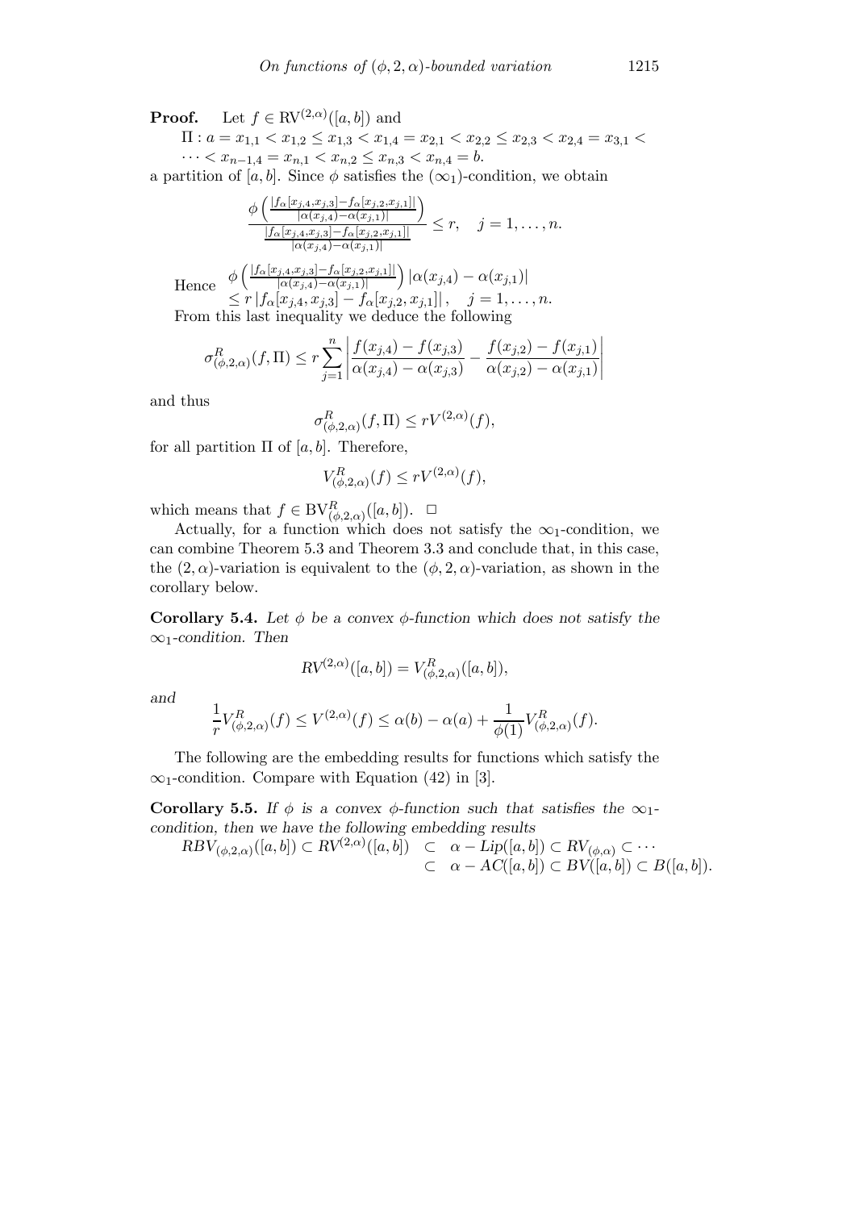**Proof.** Let $f \in \mathrm{RV}^{(2,\alpha)}([a,b])$ and

$\Pi : a = x_{1,1} < x_{1,2} \leq x_{1,3} < x_{1,4} = x_{2,1} < x_{2,2} \leq x_{2,3} < x_{2,4} = x_{3,1} < \cdots < x_{n-1,4} = x_{n,1} < x_{n,2} \leq x_{n,3} < x_{n,4} = b.$

a partition of $[a,b]$. Since $\phi$ satisfies the $(\infty_1)$-condition, we obtain

$$\frac{\phi\left(\frac{|f_\alpha[x_{j,4},x_{j,3}]-f_\alpha[x_{j,2},x_{j,1}]|}{|\alpha(x_{j,4})-\alpha(x_{j,1})|}\right)}{\frac{|f_\alpha[x_{j,4},x_{j,3}]-f_\alpha[x_{j,2},x_{j,1}]|}{|\alpha(x_{j,4})-\alpha(x_{j,1})|}} \leq r, \quad j = 1, \ldots, n.$$

Hence
$$\phi\left(\frac{|f_\alpha[x_{j,4},x_{j,3}]-f_\alpha[x_{j,2},x_{j,1}]|}{|\alpha(x_{j,4})-\alpha(x_{j,1})|}\right)|\alpha(x_{j,4}) - \alpha(x_{j,1})| \leq r\,|f_\alpha[x_{j,4},x_{j,3}] - f_\alpha[x_{j,2},x_{j,1}]|, \quad j = 1, \ldots, n.$$

From this last inequality we deduce the following

$$\sigma^R_{(\phi,2,\alpha)}(f,\Pi) \leq r \sum_{j=1}^{n} \left| \frac{f(x_{j,4}) - f(x_{j,3})}{\alpha(x_{j,4}) - \alpha(x_{j,3})} - \frac{f(x_{j,2}) - f(x_{j,1})}{\alpha(x_{j,2}) - \alpha(x_{j,1})} \right|$$

and thus

$$\sigma^R_{(\phi,2,\alpha)}(f,\Pi) \leq r V^{(2,\alpha)}(f),$$

for all partition $\Pi$ of $[a,b]$. Therefore,

$$V^R_{(\phi,2,\alpha)}(f) \leq r V^{(2,\alpha)}(f),$$

which means that $f \in \mathrm{BV}^R_{(\phi,2,\alpha)}([a,b])$. $\square$

Actually, for a function which does not satisfy the $\infty_1$-condition, we can combine Theorem 5.3 and Theorem 3.3 and conclude that, in this case, the $(2,\alpha)$-variation is equivalent to the $(\phi,2,\alpha)$-variation, as shown in the corollary below.

**Corollary 5.4.** *Let $\phi$ be a convex $\phi$-function which does not satisfy the $\infty_1$-condition. Then*

$$RV^{(2,\alpha)}([a,b]) = V^R_{(\phi,2,\alpha)}([a,b]),$$

*and*

$$\frac{1}{r} V^R_{(\phi,2,\alpha)}(f) \leq V^{(2,\alpha)}(f) \leq \alpha(b) - \alpha(a) + \frac{1}{\phi(1)} V^R_{(\phi,2,\alpha)}(f).$$

The following are the embedding results for functions which satisfy the $\infty_1$-condition. Compare with Equation (42) in [3].

**Corollary 5.5.** *If $\phi$ is a convex $\phi$-function such that satisfies the $\infty_1$-condition, then we have the following embedding results*

$$\begin{aligned} RBV_{(\phi,2,\alpha)}([a,b]) \subset RV^{(2,\alpha)}([a,b]) \;&\subset\; \alpha - Lip([a,b]) \subset RV_{(\phi,\alpha)} \subset \cdots \\ &\subset\; \alpha - AC([a,b]) \subset BV([a,b]) \subset B([a,b]). \end{aligned}$$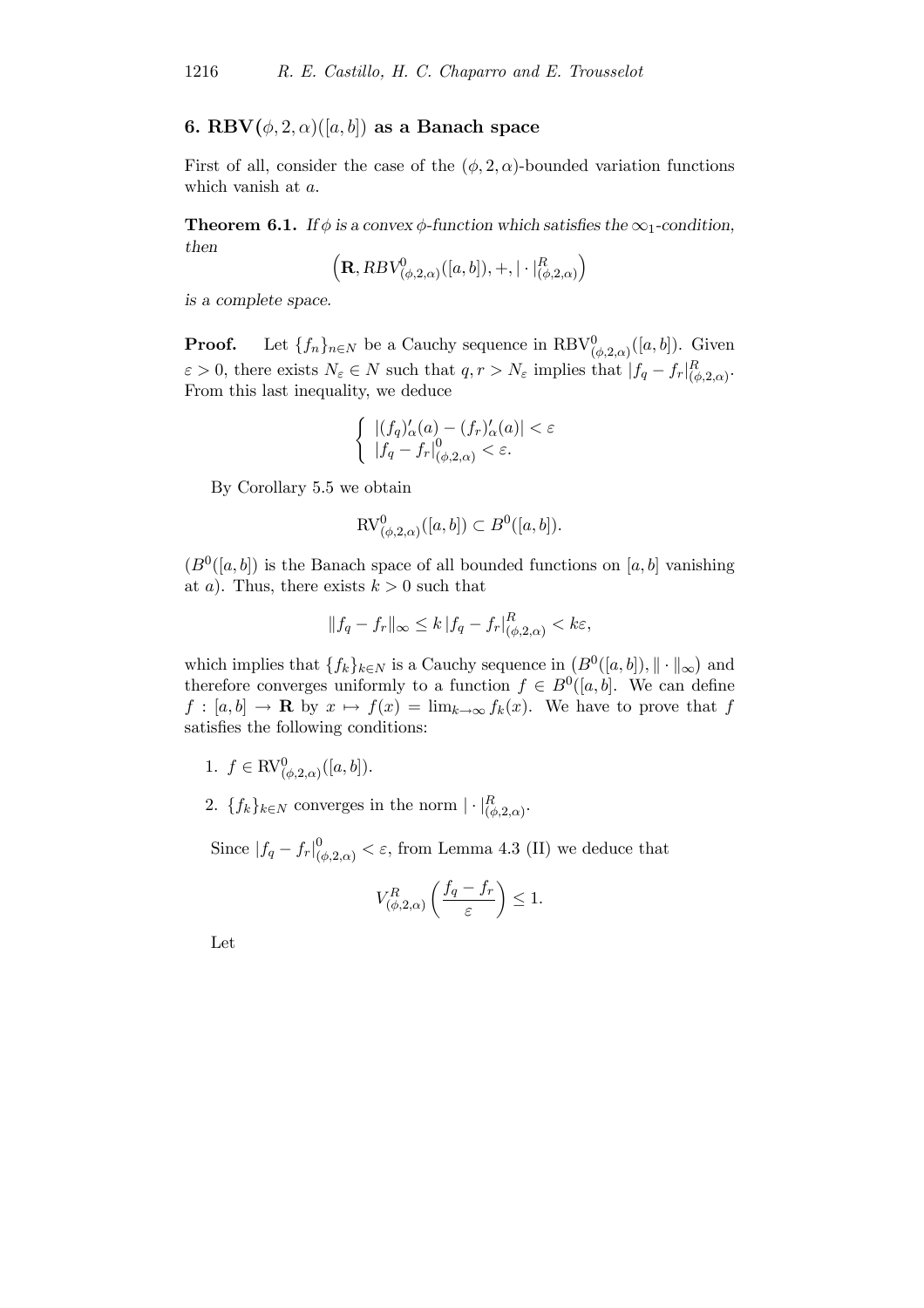## 6. $\mathbf{RBV}(\phi, 2, \alpha)([a, b])$ as a Banach space

First of all, consider the case of the $(\phi, 2, \alpha)$-bounded variation functions which vanish at $a$.

**Theorem 6.1.** *If $\phi$ is a convex $\phi$-function which satisfies the $\infty_1$-condition, then*

$$\left(\mathbf{R}, RBV^0_{(\phi,2,\alpha)}([a, b]), +, |\cdot|^R_{(\phi,2,\alpha)}\right)$$

*is a complete space.*

**Proof.** Let $\{f_n\}_{n\in N}$ be a Cauchy sequence in $\mathrm{RBV}^0_{(\phi,2,\alpha)}([a, b])$. Given $\varepsilon > 0$, there exists $N_\varepsilon \in N$ such that $q, r > N_\varepsilon$ implies that $|f_q - f_r|^R_{(\phi,2,\alpha)}$. From this last inequality, we deduce

$$\begin{cases} |(f_q)'_\alpha(a) - (f_r)'_\alpha(a)| < \varepsilon \\ |f_q - f_r|^0_{(\phi,2,\alpha)} < \varepsilon. \end{cases}$$

By Corollary 5.5 we obtain

$$\mathrm{RV}^0_{(\phi,2,\alpha)}([a, b]) \subset B^0([a, b]).$$

($B^0([a, b])$ is the Banach space of all bounded functions on $[a, b]$ vanishing at $a$). Thus, there exists $k > 0$ such that

$$\|f_q - f_r\|_\infty \leq k\, |f_q - f_r|^R_{(\phi,2,\alpha)} < k\varepsilon,$$

which implies that $\{f_k\}_{k\in N}$ is a Cauchy sequence in $\left(B^0([a, b]), \|\cdot\|_\infty\right)$ and therefore converges uniformly to a function $f \in B^0([a, b]$. We can define $f : [a, b] \to \mathbf{R}$ by $x \mapsto f(x) = \lim_{k\to\infty} f_k(x)$. We have to prove that $f$ satisfies the following conditions:

1. $f \in \mathrm{RV}^0_{(\phi,2,\alpha)}([a, b])$.
2. $\{f_k\}_{k\in N}$ converges in the norm $|\cdot|^R_{(\phi,2,\alpha)}$.

Since $|f_q - f_r|^0_{(\phi,2,\alpha)} < \varepsilon$, from Lemma 4.3 (II) we deduce that

$$V^R_{(\phi,2,\alpha)}\left(\frac{f_q - f_r}{\varepsilon}\right) \leq 1.$$

Let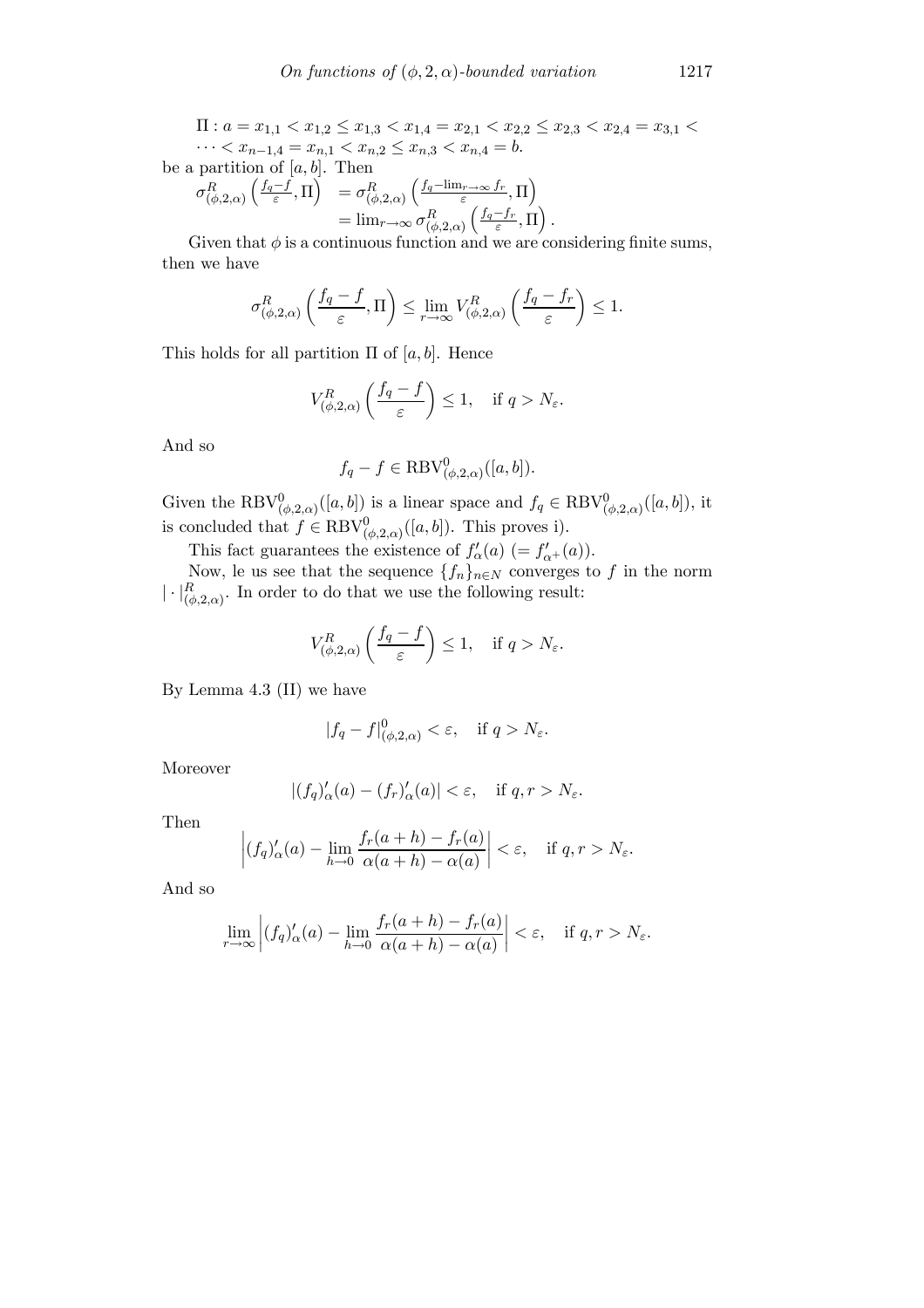$$\Pi : a = x_{1,1} < x_{1,2} \leq x_{1,3} < x_{1,4} = x_{2,1} < x_{2,2} \leq x_{2,3} < x_{2,4} = x_{3,1} < \cdots < x_{n-1,4} = x_{n,1} < x_{n,2} \leq x_{n,3} < x_{n,4} = b.$$

be a partition of $[a, b]$. Then

$$\begin{aligned} \sigma^R_{(\phi,2,\alpha)}\left(\tfrac{f_q - f}{\varepsilon}, \Pi\right) &= \sigma^R_{(\phi,2,\alpha)}\left(\tfrac{f_q - \lim_{r\to\infty} f_r}{\varepsilon}, \Pi\right) \\ &= \lim_{r\to\infty} \sigma^R_{(\phi,2,\alpha)}\left(\tfrac{f_q - f_r}{\varepsilon}, \Pi\right). \end{aligned}$$

Given that $\phi$ is a continuous function and we are considering finite sums, then we have

$$\sigma^R_{(\phi,2,\alpha)}\left(\frac{f_q - f}{\varepsilon}, \Pi\right) \leq \lim_{r\to\infty} V^R_{(\phi,2,\alpha)}\left(\frac{f_q - f_r}{\varepsilon}\right) \leq 1.$$

This holds for all partition $\Pi$ of $[a, b]$. Hence

$$V^R_{(\phi,2,\alpha)}\left(\frac{f_q - f}{\varepsilon}\right) \leq 1, \quad \text{if } q > N_\varepsilon.$$

And so

$$f_q - f \in \mathrm{RBV}^0_{(\phi,2,\alpha)}([a, b]).$$

Given the $\mathrm{RBV}^0_{(\phi,2,\alpha)}([a, b])$ is a linear space and $f_q \in \mathrm{RBV}^0_{(\phi,2,\alpha)}([a, b])$, it is concluded that $f \in \mathrm{RBV}^0_{(\phi,2,\alpha)}([a, b])$. This proves i).

This fact guarantees the existence of $f'_\alpha(a)$ $(= f'_{\alpha^+}(a))$.

Now, le us see that the sequence $\{f_n\}_{n\in N}$ converges to $f$ in the norm $|\cdot|^R_{(\phi,2,\alpha)}$. In order to do that we use the following result:

$$V^R_{(\phi,2,\alpha)}\left(\frac{f_q - f}{\varepsilon}\right) \leq 1, \quad \text{if } q > N_\varepsilon.$$

By Lemma 4.3 (II) we have

$$|f_q - f|^0_{(\phi,2,\alpha)} < \varepsilon, \quad \text{if } q > N_\varepsilon.$$

Moreover

$$|(f_q)'_\alpha(a) - (f_r)'_\alpha(a)| < \varepsilon, \quad \text{if } q, r > N_\varepsilon.$$

Then

$$\left|(f_q)'_\alpha(a) - \lim_{h\to 0} \frac{f_r(a+h) - f_r(a)}{\alpha(a+h) - \alpha(a)}\right| < \varepsilon, \quad \text{if } q, r > N_\varepsilon.$$

And so

$$\lim_{r\to\infty} \left|(f_q)'_\alpha(a) - \lim_{h\to 0} \frac{f_r(a+h) - f_r(a)}{\alpha(a+h) - \alpha(a)}\right| < \varepsilon, \quad \text{if } q, r > N_\varepsilon.$$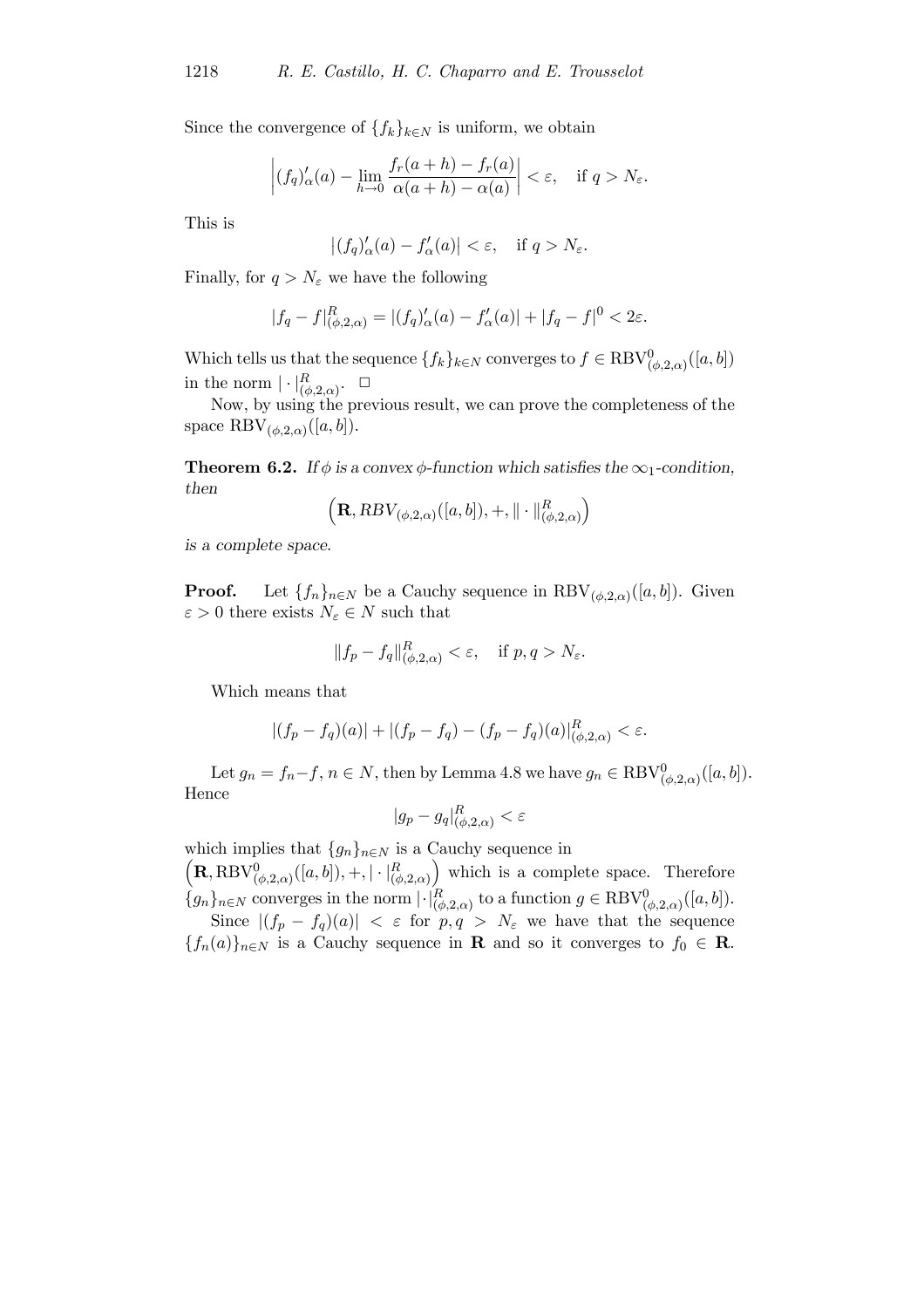Since the convergence of $\{f_k\}_{k\in N}$ is uniform, we obtain

$$\left|(f_q)'_\alpha(a) - \lim_{h\to 0}\frac{f_r(a+h)-f_r(a)}{\alpha(a+h)-\alpha(a)}\right| < \varepsilon, \quad \text{if } q > N_\varepsilon.$$

This is

$$|(f_q)'_\alpha(a) - f'_\alpha(a)| < \varepsilon, \quad \text{if } q > N_\varepsilon.$$

Finally, for $q > N_\varepsilon$ we have the following

$$|f_q - f|^R_{(\phi,2,\alpha)} = |(f_q)'_\alpha(a) - f'_\alpha(a)| + |f_q - f|^0 < 2\varepsilon.$$

Which tells us that the sequence $\{f_k\}_{k\in N}$ converges to $f \in \mathrm{RBV}^0_{(\phi,2,\alpha)}([a,b])$ in the norm $|\cdot|^R_{(\phi,2,\alpha)}$. $\square$

Now, by using the previous result, we can prove the completeness of the space $\mathrm{RBV}_{(\phi,2,\alpha)}([a,b])$.

**Theorem 6.2.** *If $\phi$ is a convex $\phi$-function which satisfies the $\infty_1$-condition, then*

$$\left(\mathbf{R}, RBV_{(\phi,2,\alpha)}([a,b]), +, \|\cdot\|^R_{(\phi,2,\alpha)}\right)$$

*is a complete space.*

**Proof.** Let $\{f_n\}_{n\in N}$ be a Cauchy sequence in $\mathrm{RBV}_{(\phi,2,\alpha)}([a,b])$. Given $\varepsilon > 0$ there exists $N_\varepsilon \in N$ such that

$$\|f_p - f_q\|^R_{(\phi,2,\alpha)} < \varepsilon, \quad \text{if } p, q > N_\varepsilon.$$

Which means that

$$|(f_p - f_q)(a)| + |(f_p - f_q) - (f_p - f_q)(a)|^R_{(\phi,2,\alpha)} < \varepsilon.$$

Let $g_n = f_n - f$, $n \in N$, then by Lemma 4.8 we have $g_n \in \mathrm{RBV}^0_{(\phi,2,\alpha)}([a,b])$. Hence

$$|g_p - g_q|^R_{(\phi,2,\alpha)} < \varepsilon$$

which implies that $\{g_n\}_{n\in N}$ is a Cauchy sequence in $\left(\mathbf{R}, \mathrm{RBV}^0_{(\phi,2,\alpha)}([a,b]), +, |\cdot|^R_{(\phi,2,\alpha)}\right)$ which is a complete space. Therefore $\{g_n\}_{n\in N}$ converges in the norm $|\cdot|^R_{(\phi,2,\alpha)}$ to a function $g \in \mathrm{RBV}^0_{(\phi,2,\alpha)}([a,b])$.

Since $|(f_p - f_q)(a)| < \varepsilon$ for $p, q > N_\varepsilon$ we have that the sequence $\{f_n(a)\}_{n\in N}$ is a Cauchy sequence in $\mathbf{R}$ and so it converges to $f_0 \in \mathbf{R}$.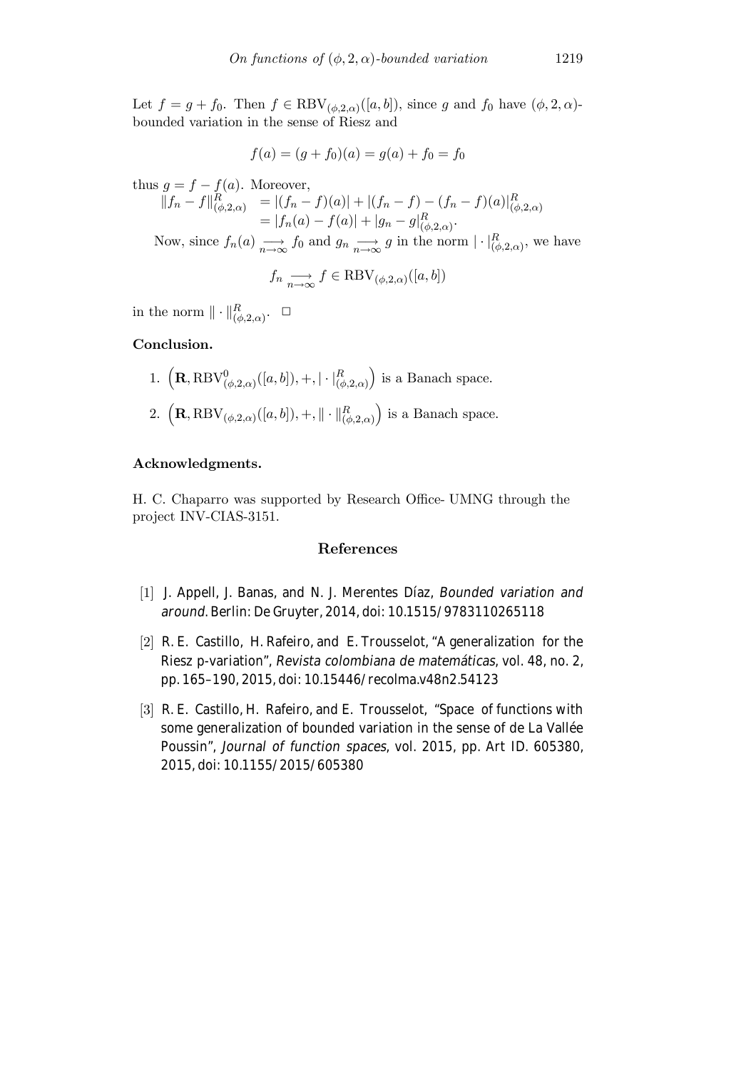Let $f = g + f_0$. Then $f \in \mathrm{RBV}_{(\phi,2,\alpha)}([a,b])$, since $g$ and $f_0$ have $(\phi,2,\alpha)$-bounded variation in the sense of Riesz and

$$f(a) = (g + f_0)(a) = g(a) + f_0 = f_0$$

thus $g = f - f(a)$. Moreover,

$$\begin{aligned} \|f_n - f\|^R_{(\phi,2,\alpha)} &= |(f_n - f)(a)| + |(f_n - f) - (f_n - f)(a)|^R_{(\phi,2,\alpha)} \\ &= |f_n(a) - f(a)| + |g_n - g|^R_{(\phi,2,\alpha)}. \end{aligned}$$

Now, since $f_n(a) \underset{n\to\infty}{\longrightarrow} f_0$ and $g_n \underset{n\to\infty}{\longrightarrow} g$ in the norm $|\cdot|^R_{(\phi,2,\alpha)}$, we have

$$f_n \underset{n\to\infty}{\longrightarrow} f \in \mathrm{RBV}_{(\phi,2,\alpha)}([a,b])$$

in the norm $\|\cdot\|^R_{(\phi,2,\alpha)}$. $\square$

**Conclusion.**

1. $\left(\mathbf{R}, \mathrm{RBV}^0_{(\phi,2,\alpha)}([a,b]), +, |\cdot|^R_{(\phi,2,\alpha)}\right)$ is a Banach space.
2. $\left(\mathbf{R}, \mathrm{RBV}_{(\phi,2,\alpha)}([a,b]), +, \|\cdot\|^R_{(\phi,2,\alpha)}\right)$ is a Banach space.

**Acknowledgments.**

H. C. Chaparro was supported by Research Office- UMNG through the project INV-CIAS-3151.

## References

[1] J. Appell, J. Banas, and N. J. Merentes Díaz, *Bounded variation and around*. Berlin: De Gruyter, 2014, doi: 10.1515/9783110265118

[2] R. E. Castillo, H. Rafeiro, and E. Trousselot, "A generalization for the Riesz p-variation", *Revista colombiana de matemáticas*, vol. 48, no. 2, pp. 165–190, 2015, doi: 10.15446/recolma.v48n2.54123

[3] R. E. Castillo, H. Rafeiro, and E. Trousselot, "Space of functions with some generalization of bounded variation in the sense of de La Vallée Poussin", *Journal of function spaces*, vol. 2015, pp. Art ID. 605380, 2015, doi: 10.1155/2015/605380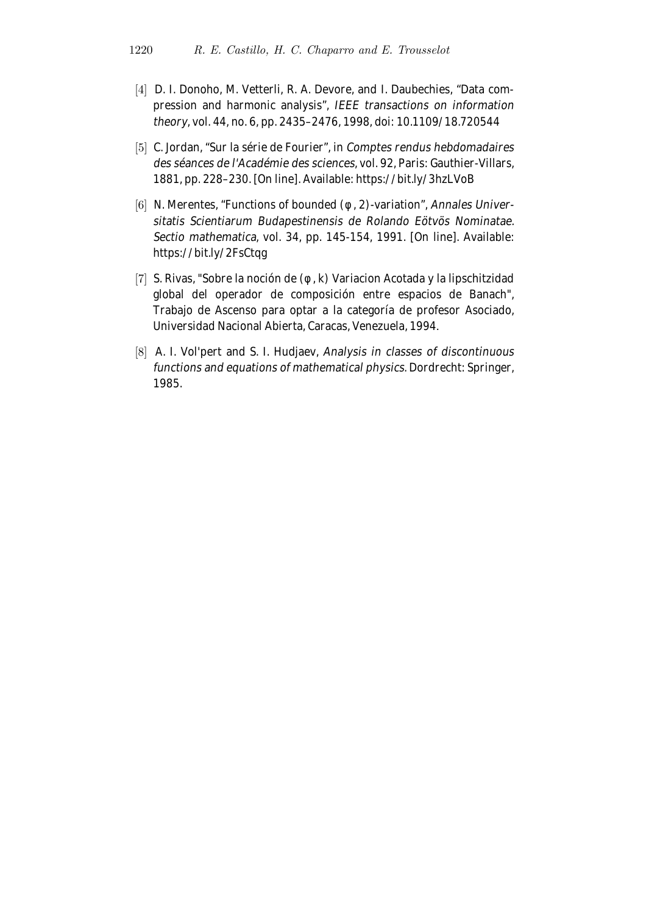[4] D. I. Donoho, M. Vetterli, R. A. Devore, and I. Daubechies, "Data compression and harmonic analysis", *IEEE transactions on information theory*, vol. 44, no. 6, pp. 2435–2476, 1998, doi: 10.1109/18.720544

[5] C. Jordan, "Sur la série de Fourier", in *Comptes rendus hebdomadaires des séances de l'Académie des sciences*, vol. 92, Paris: Gauthier-Villars, 1881, pp. 228–230. [On line]. Available: https://bit.ly/3hzLVoB

[6] N. Merentes, "Functions of bounded ($\varphi$, 2)-variation", *Annales Universitatis Scientiarum Budapestinensis de Rolando Eötvös Nominatae. Sectio mathematica*, vol. 34, pp. 145-154, 1991. [On line]. Available: https://bit.ly/2FsCtqg

[7] S. Rivas, "Sobre la noción de ($\varphi$, k) Variacion Acotada y la lipschitzidad global del operador de composición entre espacios de Banach", Trabajo de Ascenso para optar a la categoría de profesor Asociado, Universidad Nacional Abierta, Caracas, Venezuela, 1994.

[8] A. I. Vol'pert and S. I. Hudjaev, *Analysis in classes of discontinuous functions and equations of mathematical physics.* Dordrecht: Springer, 1985.